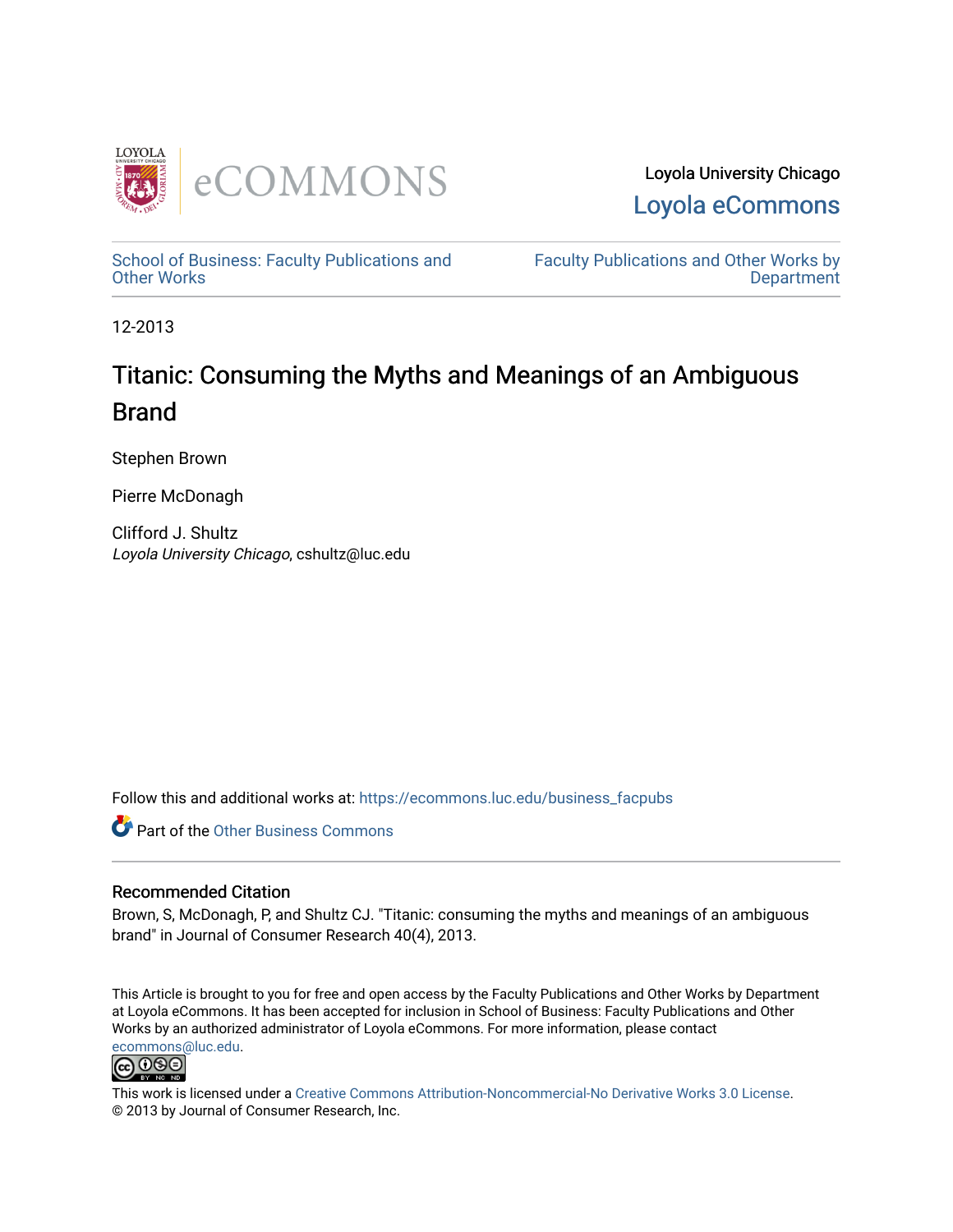Loyola University Chicago
Loyola eCommons

School of Business: Faculty Publications and Other Works

Faculty Publications and Other Works by Department

12-2013

# Titanic: Consuming the Myths and Meanings of an Ambiguous Brand

Stephen Brown

Pierre McDonagh

Clifford J. Shultz
*Loyola University Chicago*, cshultz@luc.edu

Follow this and additional works at: https://ecommons.luc.edu/business_facpubs

Part of the Other Business Commons

## Recommended Citation

Brown, S, McDonagh, P, and Shultz CJ. "Titanic: consuming the myths and meanings of an ambiguous brand" in Journal of Consumer Research 40(4), 2013.

This Article is brought to you for free and open access by the Faculty Publications and Other Works by Department at Loyola eCommons. It has been accepted for inclusion in School of Business: Faculty Publications and Other Works by an authorized administrator of Loyola eCommons. For more information, please contact ecommons@luc.edu.

This work is licensed under a Creative Commons Attribution-Noncommercial-No Derivative Works 3.0 License.
© 2013 by Journal of Consumer Research, Inc.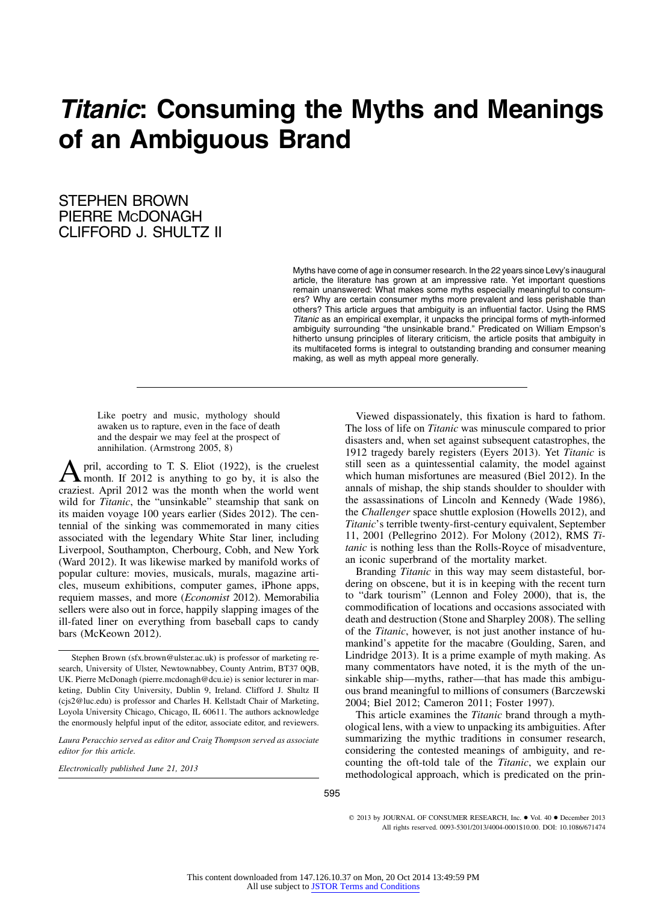# *Titanic*: Consuming the Myths and Meanings of an Ambiguous Brand

STEPHEN BROWN
PIERRE McDONAGH
CLIFFORD J. SHULTZ II

Myths have come of age in consumer research. In the 22 years since Levy's inaugural article, the literature has grown at an impressive rate. Yet important questions remain unanswered: What makes some myths especially meaningful to consumers? Why are certain consumer myths more prevalent and less perishable than others? This article argues that ambiguity is an influential factor. Using the RMS *Titanic* as an empirical exemplar, it unpacks the principal forms of myth-informed ambiguity surrounding "the unsinkable brand." Predicated on William Empson's hitherto unsung principles of literary criticism, the article posits that ambiguity in its multifaceted forms is integral to outstanding branding and consumer meaning making, as well as myth appeal more generally.

> Like poetry and music, mythology should awaken us to rapture, even in the face of death and the despair we may feel at the prospect of annihilation. (Armstrong 2005, 8)

April, according to T. S. Eliot (1922), is the cruelest month. If 2012 is anything to go by, it is also the craziest. April 2012 was the month when the world went wild for *Titanic*, the "unsinkable" steamship that sank on its maiden voyage 100 years earlier (Sides 2012). The centennial of the sinking was commemorated in many cities associated with the legendary White Star liner, including Liverpool, Southampton, Cherbourg, Cobh, and New York (Ward 2012). It was likewise marked by manifold works of popular culture: movies, musicals, murals, magazine articles, museum exhibitions, computer games, iPhone apps, requiem masses, and more (*Economist* 2012). Memorabilia sellers were also out in force, happily slapping images of the ill-fated liner on everything from baseball caps to candy bars (McKeown 2012).

Stephen Brown (sfx.brown@ulster.ac.uk) is professor of marketing research, University of Ulster, Newtownabbey, County Antrim, BT37 0QB, UK. Pierre McDonagh (pierre.mcdonagh@dcu.ie) is senior lecturer in marketing, Dublin City University, Dublin 9, Ireland. Clifford J. Shultz II (cjs2@luc.edu) is professor and Charles H. Kellstadt Chair of Marketing, Loyola University Chicago, Chicago, IL 60611. The authors acknowledge the enormously helpful input of the editor, associate editor, and reviewers.

*Laura Peracchio served as editor and Craig Thompson served as associate editor for this article.*

*Electronically published June 21, 2013*

Viewed dispassionately, this fixation is hard to fathom. The loss of life on *Titanic* was minuscule compared to prior disasters and, when set against subsequent catastrophes, the 1912 tragedy barely registers (Eyers 2013). Yet *Titanic* is still seen as a quintessential calamity, the model against which human misfortunes are measured (Biel 2012). In the annals of mishap, the ship stands shoulder to shoulder with the assassinations of Lincoln and Kennedy (Wade 1986), the *Challenger* space shuttle explosion (Howells 2012), and *Titanic*'s terrible twenty-first-century equivalent, September 11, 2001 (Pellegrino 2012). For Molony (2012), RMS *Titanic* is nothing less than the Rolls-Royce of misadventure, an iconic superbrand of the mortality market.

Branding *Titanic* in this way may seem distasteful, bordering on obscene, but it is in keeping with the recent turn to "dark tourism" (Lennon and Foley 2000), that is, the commodification of locations and occasions associated with death and destruction (Stone and Sharpley 2008). The selling of the *Titanic*, however, is not just another instance of humankind's appetite for the macabre (Goulding, Saren, and Lindridge 2013). It is a prime example of myth making. As many commentators have noted, it is the myth of the unsinkable ship—myths, rather—that has made this ambiguous brand meaningful to millions of consumers (Barczewski 2004; Biel 2012; Cameron 2011; Foster 1997).

This article examines the *Titanic* brand through a mythological lens, with a view to unpacking its ambiguities. After summarizing the mythic traditions in consumer research, considering the contested meanings of ambiguity, and recounting the oft-told tale of the *Titanic*, we explain our methodological approach, which is predicated on the prin-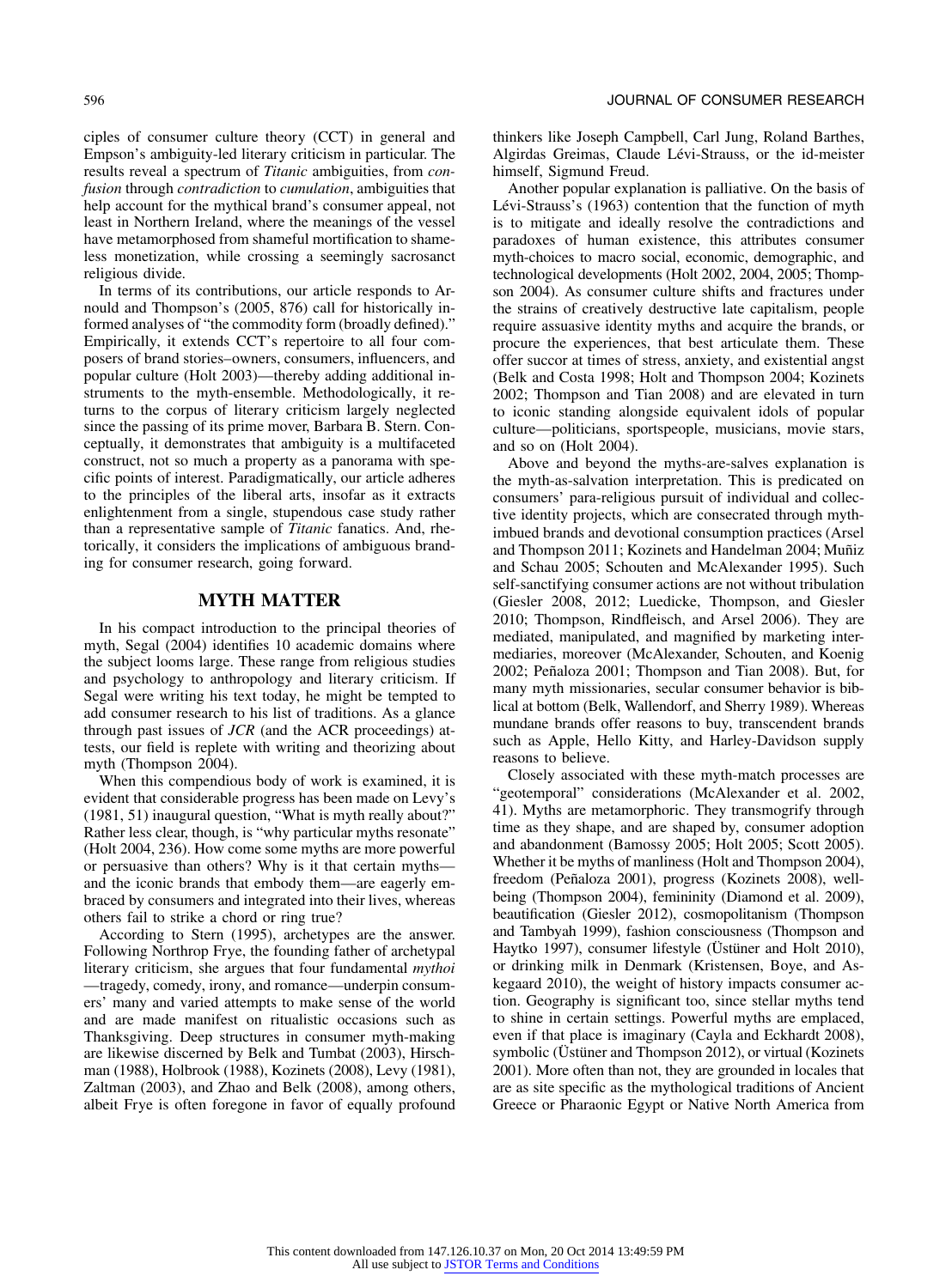ciples of consumer culture theory (CCT) in general and Empson's ambiguity-led literary criticism in particular. The results reveal a spectrum of *Titanic* ambiguities, from *confusion* through *contradiction* to *cumulation*, ambiguities that help account for the mythical brand's consumer appeal, not least in Northern Ireland, where the meanings of the vessel have metamorphosed from shameful mortification to shameless monetization, while crossing a seemingly sacrosanct religious divide.

In terms of its contributions, our article responds to Arnould and Thompson's (2005, 876) call for historically informed analyses of "the commodity form (broadly defined)." Empirically, it extends CCT's repertoire to all four composers of brand stories–owners, consumers, influencers, and popular culture (Holt 2003)—thereby adding additional instruments to the myth-ensemble. Methodologically, it returns to the corpus of literary criticism largely neglected since the passing of its prime mover, Barbara B. Stern. Conceptually, it demonstrates that ambiguity is a multifaceted construct, not so much a property as a panorama with specific points of interest. Paradigmatically, our article adheres to the principles of the liberal arts, insofar as it extracts enlightenment from a single, stupendous case study rather than a representative sample of *Titanic* fanatics. And, rhetorically, it considers the implications of ambiguous branding for consumer research, going forward.

## MYTH MATTER

In his compact introduction to the principal theories of myth, Segal (2004) identifies 10 academic domains where the subject looms large. These range from religious studies and psychology to anthropology and literary criticism. If Segal were writing his text today, he might be tempted to add consumer research to his list of traditions. As a glance through past issues of *JCR* (and the ACR proceedings) attests, our field is replete with writing and theorizing about myth (Thompson 2004).

When this compendious body of work is examined, it is evident that considerable progress has been made on Levy's (1981, 51) inaugural question, "What is myth really about?" Rather less clear, though, is "why particular myths resonate" (Holt 2004, 236). How come some myths are more powerful or persuasive than others? Why is it that certain myths—and the iconic brands that embody them—are eagerly embraced by consumers and integrated into their lives, whereas others fail to strike a chord or ring true?

According to Stern (1995), archetypes are the answer. Following Northrop Frye, the founding father of archetypal literary criticism, she argues that four fundamental *mythoi*—tragedy, comedy, irony, and romance—underpin consumers' many and varied attempts to make sense of the world and are made manifest on ritualistic occasions such as Thanksgiving. Deep structures in consumer myth-making are likewise discerned by Belk and Tumbat (2003), Hirschman (1988), Holbrook (1988), Kozinets (2008), Levy (1981), Zaltman (2003), and Zhao and Belk (2008), among others, albeit Frye is often foregone in favor of equally profound thinkers like Joseph Campbell, Carl Jung, Roland Barthes, Algirdas Greimas, Claude Lévi-Strauss, or the id-meister himself, Sigmund Freud.

Another popular explanation is palliative. On the basis of Lévi-Strauss's (1963) contention that the function of myth is to mitigate and ideally resolve the contradictions and paradoxes of human existence, this attributes consumer myth-choices to macro social, economic, demographic, and technological developments (Holt 2002, 2004, 2005; Thompson 2004). As consumer culture shifts and fractures under the strains of creatively destructive late capitalism, people require assuasive identity myths and acquire the brands, or procure the experiences, that best articulate them. These offer succor at times of stress, anxiety, and existential angst (Belk and Costa 1998; Holt and Thompson 2004; Kozinets 2002; Thompson and Tian 2008) and are elevated in turn to iconic standing alongside equivalent idols of popular culture—politicians, sportspeople, musicians, movie stars, and so on (Holt 2004).

Above and beyond the myths-are-salves explanation is the myth-as-salvation interpretation. This is predicated on consumers' para-religious pursuit of individual and collective identity projects, which are consecrated through myth-imbued brands and devotional consumption practices (Arsel and Thompson 2011; Kozinets and Handelman 2004; Muñiz and Schau 2005; Schouten and McAlexander 1995). Such self-sanctifying consumer actions are not without tribulation (Giesler 2008, 2012; Luedicke, Thompson, and Giesler 2010; Thompson, Rindfleisch, and Arsel 2006). They are mediated, manipulated, and magnified by marketing intermediaries, moreover (McAlexander, Schouten, and Koenig 2002; Peñaloza 2001; Thompson and Tian 2008). But, for many myth missionaries, secular consumer behavior is biblical at bottom (Belk, Wallendorf, and Sherry 1989). Whereas mundane brands offer reasons to buy, transcendent brands such as Apple, Hello Kitty, and Harley-Davidson supply reasons to believe.

Closely associated with these myth-match processes are "geotemporal" considerations (McAlexander et al. 2002, 41). Myths are metamorphoric. They transmogrify through time as they shape, and are shaped by, consumer adoption and abandonment (Bamossy 2005; Holt 2005; Scott 2005). Whether it be myths of manliness (Holt and Thompson 2004), freedom (Peñaloza 2001), progress (Kozinets 2008), well-being (Thompson 2004), femininity (Diamond et al. 2009), beautification (Giesler 2012), cosmopolitanism (Thompson and Tambyah 1999), fashion consciousness (Thompson and Haytko 1997), consumer lifestyle (Üstüner and Holt 2010), or drinking milk in Denmark (Kristensen, Boye, and Askegaard 2010), the weight of history impacts consumer action. Geography is significant too, since stellar myths tend to shine in certain settings. Powerful myths are emplaced, even if that place is imaginary (Cayla and Eckhardt 2008), symbolic (Üstüner and Thompson 2012), or virtual (Kozinets 2001). More often than not, they are grounded in locales that are as site specific as the mythological traditions of Ancient Greece or Pharaonic Egypt or Native North America from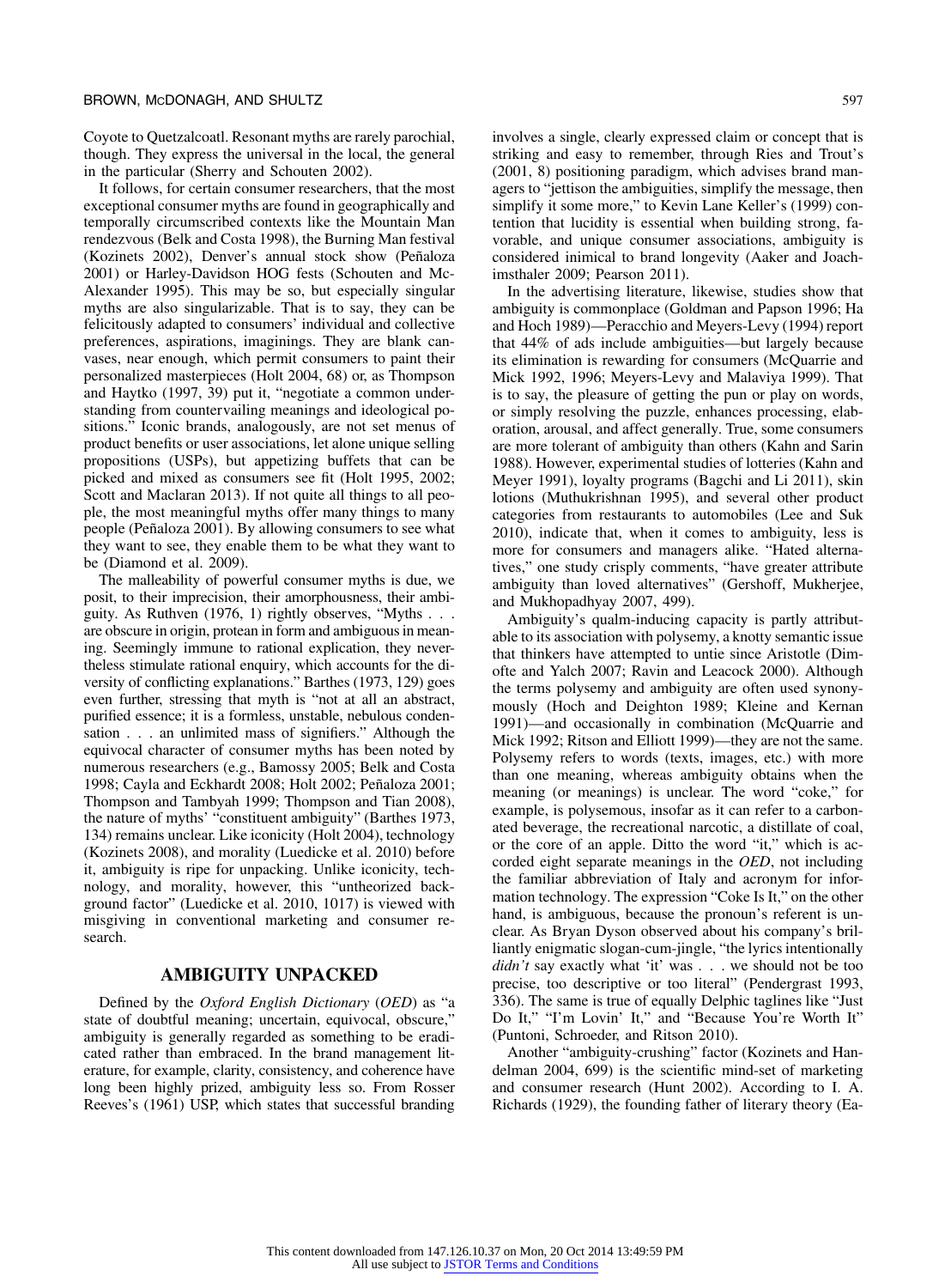Coyote to Quetzalcoatl. Resonant myths are rarely parochial, though. They express the universal in the local, the general in the particular (Sherry and Schouten 2002).

It follows, for certain consumer researchers, that the most exceptional consumer myths are found in geographically and temporally circumscribed contexts like the Mountain Man rendezvous (Belk and Costa 1998), the Burning Man festival (Kozinets 2002), Denver's annual stock show (Peñaloza 2001) or Harley-Davidson HOG fests (Schouten and McAlexander 1995). This may be so, but especially singular myths are also singularizable. That is to say, they can be felicitously adapted to consumers' individual and collective preferences, aspirations, imaginings. They are blank canvases, near enough, which permit consumers to paint their personalized masterpieces (Holt 2004, 68) or, as Thompson and Haytko (1997, 39) put it, "negotiate a common understanding from countervailing meanings and ideological positions." Iconic brands, analogously, are not set menus of product benefits or user associations, let alone unique selling propositions (USPs), but appetizing buffets that can be picked and mixed as consumers see fit (Holt 1995, 2002; Scott and Maclaran 2013). If not quite all things to all people, the most meaningful myths offer many things to many people (Peñaloza 2001). By allowing consumers to see what they want to see, they enable them to be what they want to be (Diamond et al. 2009).

The malleability of powerful consumer myths is due, we posit, to their imprecision, their amorphousness, their ambiguity. As Ruthven (1976, 1) rightly observes, "Myths . . . are obscure in origin, protean in form and ambiguous in meaning. Seemingly immune to rational explication, they nevertheless stimulate rational enquiry, which accounts for the diversity of conflicting explanations." Barthes (1973, 129) goes even further, stressing that myth is "not at all an abstract, purified essence; it is a formless, unstable, nebulous condensation . . . an unlimited mass of signifiers." Although the equivocal character of consumer myths has been noted by numerous researchers (e.g., Bamossy 2005; Belk and Costa 1998; Cayla and Eckhardt 2008; Holt 2002; Peñaloza 2001; Thompson and Tambyah 1999; Thompson and Tian 2008), the nature of myths' "constituent ambiguity" (Barthes 1973, 134) remains unclear. Like iconicity (Holt 2004), technology (Kozinets 2008), and morality (Luedicke et al. 2010) before it, ambiguity is ripe for unpacking. Unlike iconicity, technology, and morality, however, this "untheorized background factor" (Luedicke et al. 2010, 1017) is viewed with misgiving in conventional marketing and consumer research.

## AMBIGUITY UNPACKED

Defined by the *Oxford English Dictionary* (*OED*) as "a state of doubtful meaning; uncertain, equivocal, obscure," ambiguity is generally regarded as something to be eradicated rather than embraced. In the brand management literature, for example, clarity, consistency, and coherence have long been highly prized, ambiguity less so. From Rosser Reeves's (1961) USP, which states that successful branding involves a single, clearly expressed claim or concept that is striking and easy to remember, through Ries and Trout's (2001, 8) positioning paradigm, which advises brand managers to "jettison the ambiguities, simplify the message, then simplify it some more," to Kevin Lane Keller's (1999) contention that lucidity is essential when building strong, favorable, and unique consumer associations, ambiguity is considered inimical to brand longevity (Aaker and Joachimsthaler 2009; Pearson 2011).

In the advertising literature, likewise, studies show that ambiguity is commonplace (Goldman and Papson 1996; Ha and Hoch 1989)—Peracchio and Meyers-Levy (1994) report that 44% of ads include ambiguities—but largely because its elimination is rewarding for consumers (McQuarrie and Mick 1992, 1996; Meyers-Levy and Malaviya 1999). That is to say, the pleasure of getting the pun or play on words, or simply resolving the puzzle, enhances processing, elaboration, arousal, and affect generally. True, some consumers are more tolerant of ambiguity than others (Kahn and Sarin 1988). However, experimental studies of lotteries (Kahn and Meyer 1991), loyalty programs (Bagchi and Li 2011), skin lotions (Muthukrishnan 1995), and several other product categories from restaurants to automobiles (Lee and Suk 2010), indicate that, when it comes to ambiguity, less is more for consumers and managers alike. "Hated alternatives," one study crisply comments, "have greater attribute ambiguity than loved alternatives" (Gershoff, Mukherjee, and Mukhopadhyay 2007, 499).

Ambiguity's qualm-inducing capacity is partly attributable to its association with polysemy, a knotty semantic issue that thinkers have attempted to untie since Aristotle (Dimofte and Yalch 2007; Ravin and Leacock 2000). Although the terms polysemy and ambiguity are often used synonymously (Hoch and Deighton 1989; Kleine and Kernan 1991)—and occasionally in combination (McQuarrie and Mick 1992; Ritson and Elliott 1999)—they are not the same. Polysemy refers to words (texts, images, etc.) with more than one meaning, whereas ambiguity obtains when the meaning (or meanings) is unclear. The word "coke," for example, is polysemous, insofar as it can refer to a carbonated beverage, the recreational narcotic, a distillate of coal, or the core of an apple. Ditto the word "it," which is accorded eight separate meanings in the *OED*, not including the familiar abbreviation of Italy and acronym for information technology. The expression "Coke Is It," on the other hand, is ambiguous, because the pronoun's referent is unclear. As Bryan Dyson observed about his company's brilliantly enigmatic slogan-cum-jingle, "the lyrics intentionally *didn't* say exactly what 'it' was . . . we should not be too precise, too descriptive or too literal" (Pendergrast 1993, 336). The same is true of equally Delphic taglines like "Just Do It," "I'm Lovin' It," and "Because You're Worth It" (Puntoni, Schroeder, and Ritson 2010).

Another "ambiguity-crushing" factor (Kozinets and Handelman 2004, 699) is the scientific mind-set of marketing and consumer research (Hunt 2002). According to I. A. Richards (1929), the founding father of literary theory (Ea-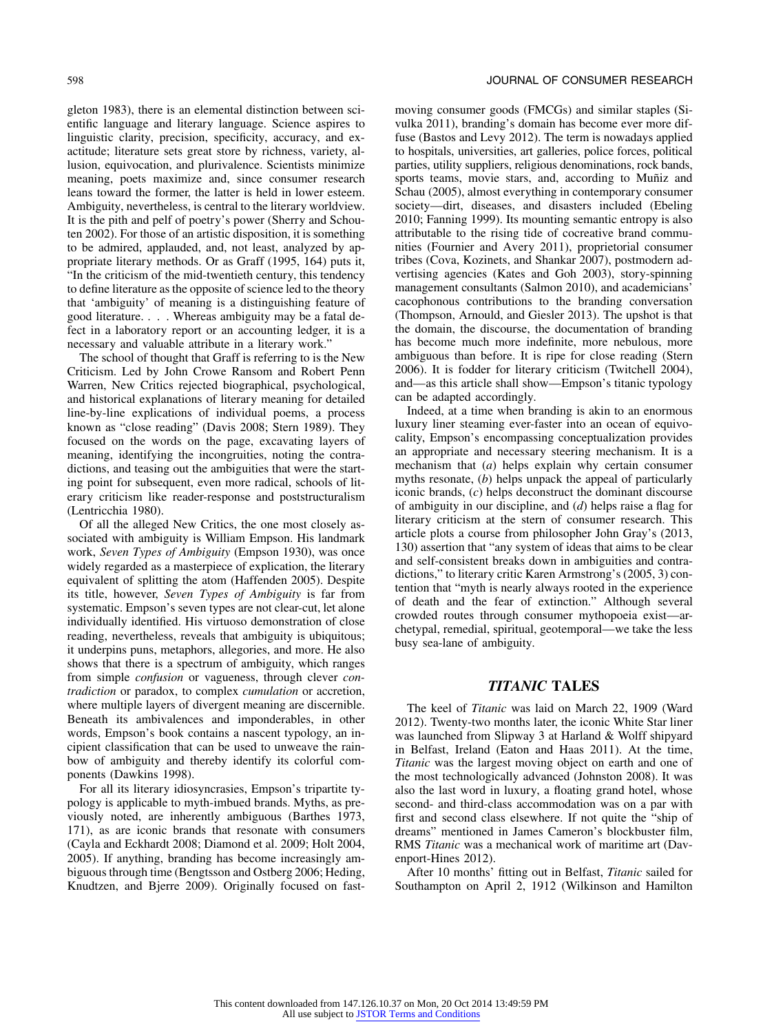gleton 1983), there is an elemental distinction between scientific language and literary language. Science aspires to linguistic clarity, precision, specificity, accuracy, and exactitude; literature sets great store by richness, variety, allusion, equivocation, and plurivalence. Scientists minimize meaning, poets maximize and, since consumer research leans toward the former, the latter is held in lower esteem. Ambiguity, nevertheless, is central to the literary worldview. It is the pith and pelf of poetry's power (Sherry and Schouten 2002). For those of an artistic disposition, it is something to be admired, applauded, and, not least, analyzed by appropriate literary methods. Or as Graff (1995, 164) puts it, "In the criticism of the mid-twentieth century, this tendency to define literature as the opposite of science led to the theory that 'ambiguity' of meaning is a distinguishing feature of good literature. . . . Whereas ambiguity may be a fatal defect in a laboratory report or an accounting ledger, it is a necessary and valuable attribute in a literary work."

The school of thought that Graff is referring to is the New Criticism. Led by John Crowe Ransom and Robert Penn Warren, New Critics rejected biographical, psychological, and historical explanations of literary meaning for detailed line-by-line explications of individual poems, a process known as "close reading" (Davis 2008; Stern 1989). They focused on the words on the page, excavating layers of meaning, identifying the incongruities, noting the contradictions, and teasing out the ambiguities that were the starting point for subsequent, even more radical, schools of literary criticism like reader-response and poststructuralism (Lentricchia 1980).

Of all the alleged New Critics, the one most closely associated with ambiguity is William Empson. His landmark work, *Seven Types of Ambiguity* (Empson 1930), was once widely regarded as a masterpiece of explication, the literary equivalent of splitting the atom (Haffenden 2005). Despite its title, however, *Seven Types of Ambiguity* is far from systematic. Empson's seven types are not clear-cut, let alone individually identified. His virtuoso demonstration of close reading, nevertheless, reveals that ambiguity is ubiquitous; it underpins puns, metaphors, allegories, and more. He also shows that there is a spectrum of ambiguity, which ranges from simple *confusion* or vagueness, through clever *contradiction* or paradox, to complex *cumulation* or accretion, where multiple layers of divergent meaning are discernible. Beneath its ambivalences and imponderables, in other words, Empson's book contains a nascent typology, an incipient classification that can be used to unweave the rainbow of ambiguity and thereby identify its colorful components (Dawkins 1998).

For all its literary idiosyncrasies, Empson's tripartite typology is applicable to myth-imbued brands. Myths, as previously noted, are inherently ambiguous (Barthes 1973, 171), as are iconic brands that resonate with consumers (Cayla and Eckhardt 2008; Diamond et al. 2009; Holt 2004, 2005). If anything, branding has become increasingly ambiguous through time (Bengtsson and Ostberg 2006; Heding, Knudtzen, and Bjerre 2009). Originally focused on fast-moving consumer goods (FMCGs) and similar staples (Sivulka 2011), branding's domain has become ever more diffuse (Bastos and Levy 2012). The term is nowadays applied to hospitals, universities, art galleries, police forces, political parties, utility suppliers, religious denominations, rock bands, sports teams, movie stars, and, according to Muñiz and Schau (2005), almost everything in contemporary consumer society—dirt, diseases, and disasters included (Ebeling 2010; Fanning 1999). Its mounting semantic entropy is also attributable to the rising tide of cocreative brand communities (Fournier and Avery 2011), proprietorial consumer tribes (Cova, Kozinets, and Shankar 2007), postmodern advertising agencies (Kates and Goh 2003), story-spinning management consultants (Salmon 2010), and academicians' cacophonous contributions to the branding conversation (Thompson, Arnould, and Giesler 2013). The upshot is that the domain, the discourse, the documentation of branding has become much more indefinite, more nebulous, more ambiguous than before. It is ripe for close reading (Stern 2006). It is fodder for literary criticism (Twitchell 2004), and—as this article shall show—Empson's titanic typology can be adapted accordingly.

Indeed, at a time when branding is akin to an enormous luxury liner steaming ever-faster into an ocean of equivocality, Empson's encompassing conceptualization provides an appropriate and necessary steering mechanism. It is a mechanism that (*a*) helps explain why certain consumer myths resonate, (*b*) helps unpack the appeal of particularly iconic brands, (*c*) helps deconstruct the dominant discourse of ambiguity in our discipline, and (*d*) helps raise a flag for literary criticism at the stern of consumer research. This article plots a course from philosopher John Gray's (2013, 130) assertion that "any system of ideas that aims to be clear and self-consistent breaks down in ambiguities and contradictions," to literary critic Karen Armstrong's (2005, 3) contention that "myth is nearly always rooted in the experience of death and the fear of extinction." Although several crowded routes through consumer mythopoeia exist—archetypal, remedial, spiritual, geotemporal—we take the less busy sea-lane of ambiguity.

## *TITANIC* TALES

The keel of *Titanic* was laid on March 22, 1909 (Ward 2012). Twenty-two months later, the iconic White Star liner was launched from Slipway 3 at Harland & Wolff shipyard in Belfast, Ireland (Eaton and Haas 2011). At the time, *Titanic* was the largest moving object on earth and one of the most technologically advanced (Johnston 2008). It was also the last word in luxury, a floating grand hotel, whose second- and third-class accommodation was on a par with first and second class elsewhere. If not quite the "ship of dreams" mentioned in James Cameron's blockbuster film, RMS *Titanic* was a mechanical work of maritime art (Davenport-Hines 2012).

After 10 months' fitting out in Belfast, *Titanic* sailed for Southampton on April 2, 1912 (Wilkinson and Hamilton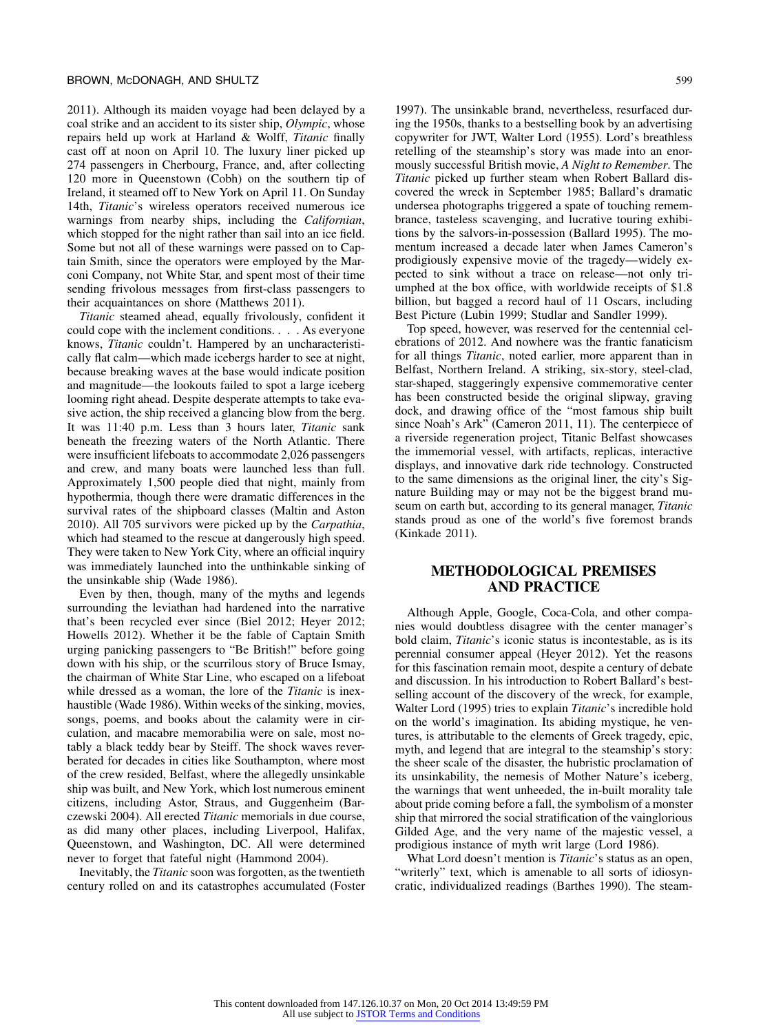2011). Although its maiden voyage had been delayed by a coal strike and an accident to its sister ship, *Olympic*, whose repairs held up work at Harland & Wolff, *Titanic* finally cast off at noon on April 10. The luxury liner picked up 274 passengers in Cherbourg, France, and, after collecting 120 more in Queenstown (Cobh) on the southern tip of Ireland, it steamed off to New York on April 11. On Sunday 14th, *Titanic*'s wireless operators received numerous ice warnings from nearby ships, including the *Californian*, which stopped for the night rather than sail into an ice field. Some but not all of these warnings were passed on to Captain Smith, since the operators were employed by the Marconi Company, not White Star, and spent most of their time sending frivolous messages from first-class passengers to their acquaintances on shore (Matthews 2011).

*Titanic* steamed ahead, equally frivolously, confident it could cope with the inclement conditions. . . . As everyone knows, *Titanic* couldn't. Hampered by an uncharacteristically flat calm—which made icebergs harder to see at night, because breaking waves at the base would indicate position and magnitude—the lookouts failed to spot a large iceberg looming right ahead. Despite desperate attempts to take evasive action, the ship received a glancing blow from the berg. It was 11:40 p.m. Less than 3 hours later, *Titanic* sank beneath the freezing waters of the North Atlantic. There were insufficient lifeboats to accommodate 2,026 passengers and crew, and many boats were launched less than full. Approximately 1,500 people died that night, mainly from hypothermia, though there were dramatic differences in the survival rates of the shipboard classes (Maltin and Aston 2010). All 705 survivors were picked up by the *Carpathia*, which had steamed to the rescue at dangerously high speed. They were taken to New York City, where an official inquiry was immediately launched into the unthinkable sinking of the unsinkable ship (Wade 1986).

Even by then, though, many of the myths and legends surrounding the leviathan had hardened into the narrative that's been recycled ever since (Biel 2012; Heyer 2012; Howells 2012). Whether it be the fable of Captain Smith urging panicking passengers to "Be British!" before going down with his ship, or the scurrilous story of Bruce Ismay, the chairman of White Star Line, who escaped on a lifeboat while dressed as a woman, the lore of the *Titanic* is inexhaustible (Wade 1986). Within weeks of the sinking, movies, songs, poems, and books about the calamity were in circulation, and macabre memorabilia were on sale, most notably a black teddy bear by Steiff. The shock waves reverberated for decades in cities like Southampton, where most of the crew resided, Belfast, where the allegedly unsinkable ship was built, and New York, which lost numerous eminent citizens, including Astor, Straus, and Guggenheim (Barczewski 2004). All erected *Titanic* memorials in due course, as did many other places, including Liverpool, Halifax, Queenstown, and Washington, DC. All were determined never to forget that fateful night (Hammond 2004).

Inevitably, the *Titanic* soon was forgotten, as the twentieth century rolled on and its catastrophes accumulated (Foster 1997). The unsinkable brand, nevertheless, resurfaced during the 1950s, thanks to a bestselling book by an advertising copywriter for JWT, Walter Lord (1955). Lord's breathless retelling of the steamship's story was made into an enormously successful British movie, *A Night to Remember*. The *Titanic* picked up further steam when Robert Ballard discovered the wreck in September 1985; Ballard's dramatic undersea photographs triggered a spate of touching remembrance, tasteless scavenging, and lucrative touring exhibitions by the salvors-in-possession (Ballard 1995). The momentum increased a decade later when James Cameron's prodigiously expensive movie of the tragedy—widely expected to sink without a trace on release—not only triumphed at the box office, with worldwide receipts of $1.8 billion, but bagged a record haul of 11 Oscars, including Best Picture (Lubin 1999; Studlar and Sandler 1999).

Top speed, however, was reserved for the centennial celebrations of 2012. And nowhere was the frantic fanaticism for all things *Titanic*, noted earlier, more apparent than in Belfast, Northern Ireland. A striking, six-story, steel-clad, star-shaped, staggeringly expensive commemorative center has been constructed beside the original slipway, graving dock, and drawing office of the "most famous ship built since Noah's Ark" (Cameron 2011, 11). The centerpiece of a riverside regeneration project, Titanic Belfast showcases the immemorial vessel, with artifacts, replicas, interactive displays, and innovative dark ride technology. Constructed to the same dimensions as the original liner, the city's Signature Building may or may not be the biggest brand museum on earth but, according to its general manager, *Titanic* stands proud as one of the world's five foremost brands (Kinkade 2011).

## METHODOLOGICAL PREMISES AND PRACTICE

Although Apple, Google, Coca-Cola, and other companies would doubtless disagree with the center manager's bold claim, *Titanic*'s iconic status is incontestable, as is its perennial consumer appeal (Heyer 2012). Yet the reasons for this fascination remain moot, despite a century of debate and discussion. In his introduction to Robert Ballard's bestselling account of the discovery of the wreck, for example, Walter Lord (1995) tries to explain *Titanic*'s incredible hold on the world's imagination. Its abiding mystique, he ventures, is attributable to the elements of Greek tragedy, epic, myth, and legend that are integral to the steamship's story: the sheer scale of the disaster, the hubristic proclamation of its unsinkability, the nemesis of Mother Nature's iceberg, the warnings that went unheeded, the in-built morality tale about pride coming before a fall, the symbolism of a monster ship that mirrored the social stratification of the vainglorious Gilded Age, and the very name of the majestic vessel, a prodigious instance of myth writ large (Lord 1986).

What Lord doesn't mention is *Titanic*'s status as an open, "writerly" text, which is amenable to all sorts of idiosyncratic, individualized readings (Barthes 1990). The steam-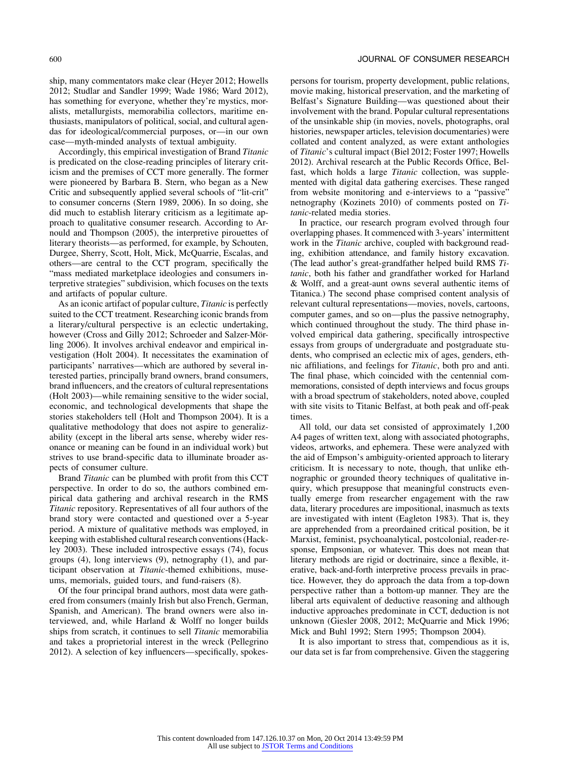ship, many commentators make clear (Heyer 2012; Howells 2012; Studlar and Sandler 1999; Wade 1986; Ward 2012), has something for everyone, whether they're mystics, moralists, metallurgists, memorabilia collectors, maritime enthusiasts, manipulators of political, social, and cultural agendas for ideological/commercial purposes, or—in our own case—myth-minded analysts of textual ambiguity.

Accordingly, this empirical investigation of Brand *Titanic* is predicated on the close-reading principles of literary criticism and the premises of CCT more generally. The former were pioneered by Barbara B. Stern, who began as a New Critic and subsequently applied several schools of "lit-crit" to consumer concerns (Stern 1989, 2006). In so doing, she did much to establish literary criticism as a legitimate approach to qualitative consumer research. According to Arnould and Thompson (2005), the interpretive pirouettes of literary theorists—as performed, for example, by Schouten, Durgee, Sherry, Scott, Holt, Mick, McQuarrie, Escalas, and others—are central to the CCT program, specifically the "mass mediated marketplace ideologies and consumers interpretive strategies" subdivision, which focuses on the texts and artifacts of popular culture.

As an iconic artifact of popular culture, *Titanic* is perfectly suited to the CCT treatment. Researching iconic brands from a literary/cultural perspective is an eclectic undertaking, however (Cross and Gilly 2012; Schroeder and Salzer-Mörling 2006). It involves cultural endeavor and empirical investigation (Holt 2004). It necessitates the examination of participants' narratives—which are authored by several interested parties, principally brand owners, brand consumers, brand influencers, and the creators of cultural representations (Holt 2003)—while remaining sensitive to the wider social, economic, and technological developments that shape the stories stakeholders tell (Holt and Thompson 2004). It is a qualitative methodology that does not aspire to generalizability (except in the liberal arts sense, whereby wider resonance or meaning can be found in an individual work) but strives to use brand-specific data to illuminate broader aspects of consumer culture.

Brand *Titanic* can be plumbed with profit from this CCT perspective. In order to do so, the authors combined empirical data gathering and archival research in the RMS *Titanic* repository. Representatives of all four authors of the brand story were contacted and questioned over a 5-year period. A mixture of qualitative methods was employed, in keeping with established cultural research conventions (Hackley 2003). These included introspective essays (74), focus groups (4), long interviews (9), netnography (1), and participant observation at *Titanic*-themed exhibitions, museums, memorials, guided tours, and fund-raisers (8).

Of the four principal brand authors, most data were gathered from consumers (mainly Irish but also French, German, Spanish, and American). The brand owners were also interviewed, and, while Harland & Wolff no longer builds ships from scratch, it continues to sell *Titanic* memorabilia and takes a proprietorial interest in the wreck (Pellegrino 2012). A selection of key influencers—specifically, spokespersons for tourism, property development, public relations, movie making, historical preservation, and the marketing of Belfast's Signature Building—was questioned about their involvement with the brand. Popular cultural representations of the unsinkable ship (in movies, novels, photographs, oral histories, newspaper articles, television documentaries) were collated and content analyzed, as were extant anthologies of *Titanic*'s cultural impact (Biel 2012; Foster 1997; Howells 2012). Archival research at the Public Records Office, Belfast, which holds a large *Titanic* collection, was supplemented with digital data gathering exercises. These ranged from website monitoring and e-interviews to a "passive" netnography (Kozinets 2010) of comments posted on *Titanic*-related media stories.

In practice, our research program evolved through four overlapping phases. It commenced with 3-years' intermittent work in the *Titanic* archive, coupled with background reading, exhibition attendance, and family history excavation. (The lead author's great-grandfather helped build RMS *Titanic*, both his father and grandfather worked for Harland & Wolff, and a great-aunt owns several authentic items of Titanica.) The second phase comprised content analysis of relevant cultural representations—movies, novels, cartoons, computer games, and so on—plus the passive netnography, which continued throughout the study. The third phase involved empirical data gathering, specifically introspective essays from groups of undergraduate and postgraduate students, who comprised an eclectic mix of ages, genders, ethnic affiliations, and feelings for *Titanic*, both pro and anti. The final phase, which coincided with the centennial commemorations, consisted of depth interviews and focus groups with a broad spectrum of stakeholders, noted above, coupled with site visits to Titanic Belfast, at both peak and off-peak times.

All told, our data set consisted of approximately 1,200 A4 pages of written text, along with associated photographs, videos, artworks, and ephemera. These were analyzed with the aid of Empson's ambiguity-oriented approach to literary criticism. It is necessary to note, though, that unlike ethnographic or grounded theory techniques of qualitative inquiry, which presuppose that meaningful constructs eventually emerge from researcher engagement with the raw data, literary procedures are impositional, inasmuch as texts are investigated with intent (Eagleton 1983). That is, they are apprehended from a preordained critical position, be it Marxist, feminist, psychoanalytical, postcolonial, reader-response, Empsonian, or whatever. This does not mean that literary methods are rigid or doctrinaire, since a flexible, iterative, back-and-forth interpretive process prevails in practice. However, they do approach the data from a top-down perspective rather than a bottom-up manner. They are the liberal arts equivalent of deductive reasoning and although inductive approaches predominate in CCT, deduction is not unknown (Giesler 2008, 2012; McQuarrie and Mick 1996; Mick and Buhl 1992; Stern 1995; Thompson 2004).

It is also important to stress that, compendious as it is, our data set is far from comprehensive. Given the staggering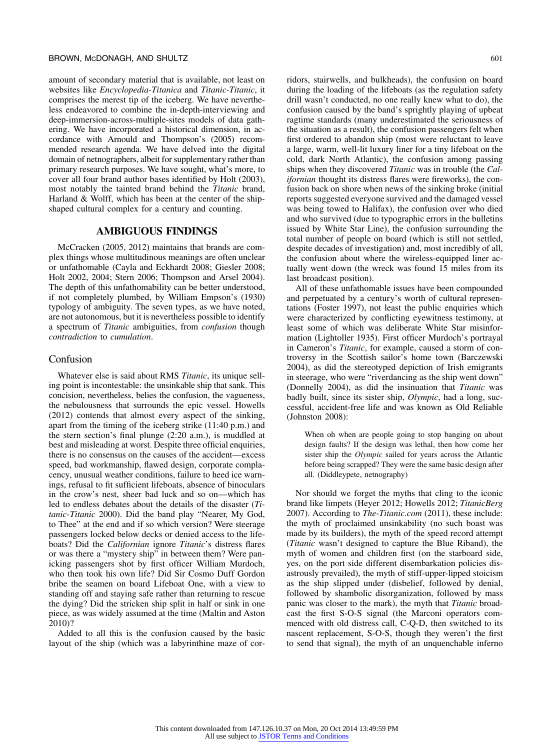amount of secondary material that is available, not least on websites like *Encyclopedia-Titanica* and *Titanic-Titanic*, it comprises the merest tip of the iceberg. We have nevertheless endeavored to combine the in-depth-interviewing and deep-immersion-across-multiple-sites models of data gathering. We have incorporated a historical dimension, in accordance with Arnould and Thompson's (2005) recommended research agenda. We have delved into the digital domain of netnographers, albeit for supplementary rather than primary research purposes. We have sought, what's more, to cover all four brand author bases identified by Holt (2003), most notably the tainted brand behind the *Titanic* brand, Harland & Wolff, which has been at the center of the ship-shaped cultural complex for a century and counting.

## AMBIGUOUS FINDINGS

McCracken (2005, 2012) maintains that brands are complex things whose multitudinous meanings are often unclear or unfathomable (Cayla and Eckhardt 2008; Giesler 2008; Holt 2002, 2004; Stern 2006; Thompson and Arsel 2004). The depth of this unfathomability can be better understood, if not completely plumbed, by William Empson's (1930) typology of ambiguity. The seven types, as we have noted, are not autonomous, but it is nevertheless possible to identify a spectrum of *Titanic* ambiguities, from *confusion* though *contradiction* to *cumulation*.

### Confusion

Whatever else is said about RMS *Titanic*, its unique selling point is incontestable: the unsinkable ship that sank. This concision, nevertheless, belies the confusion, the vagueness, the nebulousness that surrounds the epic vessel. Howells (2012) contends that almost every aspect of the sinking, apart from the timing of the iceberg strike (11:40 p.m.) and the stern section's final plunge (2:20 a.m.), is muddled at best and misleading at worst. Despite three official enquiries, there is no consensus on the causes of the accident—excess speed, bad workmanship, flawed design, corporate complacency, unusual weather conditions, failure to heed ice warnings, refusal to fit sufficient lifeboats, absence of binoculars in the crow's nest, sheer bad luck and so on—which has led to endless debates about the details of the disaster (*Titanic-Titanic* 2000). Did the band play "Nearer, My God, to Thee" at the end and if so which version? Were steerage passengers locked below decks or denied access to the lifeboats? Did the *Californian* ignore *Titanic*'s distress flares or was there a "mystery ship" in between them? Were panicking passengers shot by first officer William Murdoch, who then took his own life? Did Sir Cosmo Duff Gordon bribe the seamen on board Lifeboat One, with a view to standing off and staying safe rather than returning to rescue the dying? Did the stricken ship split in half or sink in one piece, as was widely assumed at the time (Maltin and Aston 2010)?

Added to all this is the confusion caused by the basic layout of the ship (which was a labyrinthine maze of corridors, stairwells, and bulkheads), the confusion on board during the loading of the lifeboats (as the regulation safety drill wasn't conducted, no one really knew what to do), the confusion caused by the band's sprightly playing of upbeat ragtime standards (many underestimated the seriousness of the situation as a result), the confusion passengers felt when first ordered to abandon ship (most were reluctant to leave a large, warm, well-lit luxury liner for a tiny lifeboat on the cold, dark North Atlantic), the confusion among passing ships when they discovered *Titanic* was in trouble (the *Californian* thought its distress flares were fireworks), the confusion back on shore when news of the sinking broke (initial reports suggested everyone survived and the damaged vessel was being towed to Halifax), the confusion over who died and who survived (due to typographic errors in the bulletins issued by White Star Line), the confusion surrounding the total number of people on board (which is still not settled, despite decades of investigation) and, most incredibly of all, the confusion about where the wireless-equipped liner actually went down (the wreck was found 15 miles from its last broadcast position).

All of these unfathomable issues have been compounded and perpetuated by a century's worth of cultural representations (Foster 1997), not least the public enquiries which were characterized by conflicting eyewitness testimony, at least some of which was deliberate White Star misinformation (Lightoller 1935). First officer Murdoch's portrayal in Cameron's *Titanic*, for example, caused a storm of controversy in the Scottish sailor's home town (Barczewski 2004), as did the stereotyped depiction of Irish emigrants in steerage, who were "riverdancing as the ship went down" (Donnelly 2004), as did the insinuation that *Titanic* was badly built, since its sister ship, *Olympic*, had a long, successful, accident-free life and was known as Old Reliable (Johnston 2008):

> When oh when are people going to stop banging on about design faults? If the design was lethal, then how come her sister ship the *Olympic* sailed for years across the Atlantic before being scrapped? They were the same basic design after all. (Diddleypete, netnography)

Nor should we forget the myths that cling to the iconic brand like limpets (Heyer 2012; Howells 2012; *TitanicBerg* 2007). According to *The-Titanic.com* (2011), these include: the myth of proclaimed unsinkability (no such boast was made by its builders), the myth of the speed record attempt (*Titanic* wasn't designed to capture the Blue Riband), the myth of women and children first (on the starboard side, yes, on the port side different disembarkation policies disastrously prevailed), the myth of stiff-upper-lipped stoicism as the ship slipped under (disbelief, followed by denial, followed by shambolic disorganization, followed by mass panic was closer to the mark), the myth that *Titanic* broadcast the first S-O-S signal (the Marconi operators commenced with old distress call, C-Q-D, then switched to its nascent replacement, S-O-S, though they weren't the first to send that signal), the myth of an unquenchable inferno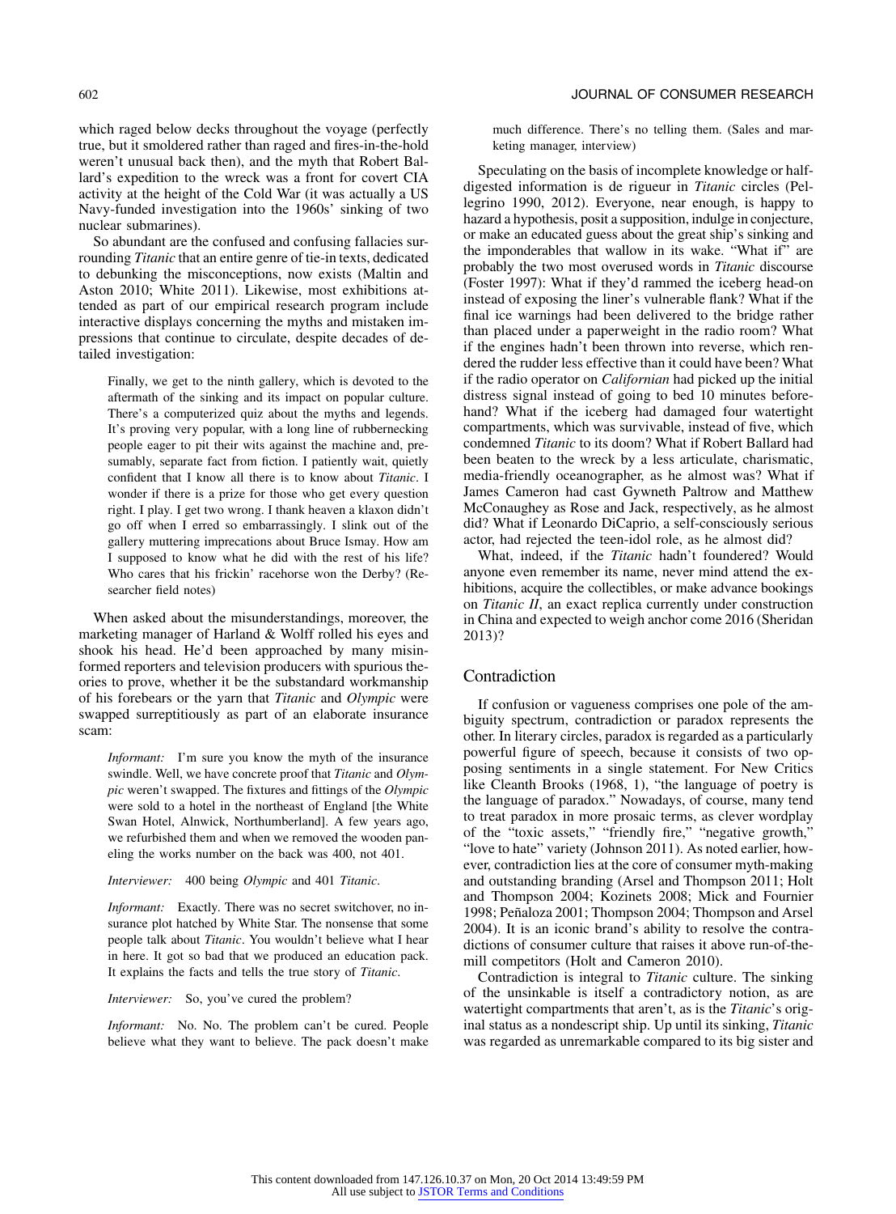which raged below decks throughout the voyage (perfectly true, but it smoldered rather than raged and fires-in-the-hold weren't unusual back then), and the myth that Robert Ballard's expedition to the wreck was a front for covert CIA activity at the height of the Cold War (it was actually a US Navy-funded investigation into the 1960s' sinking of two nuclear submarines).

So abundant are the confused and confusing fallacies surrounding *Titanic* that an entire genre of tie-in texts, dedicated to debunking the misconceptions, now exists (Maltin and Aston 2010; White 2011). Likewise, most exhibitions attended as part of our empirical research program include interactive displays concerning the myths and mistaken impressions that continue to circulate, despite decades of detailed investigation:

> Finally, we get to the ninth gallery, which is devoted to the aftermath of the sinking and its impact on popular culture. There's a computerized quiz about the myths and legends. It's proving very popular, with a long line of rubbernecking people eager to pit their wits against the machine and, presumably, separate fact from fiction. I patiently wait, quietly confident that I know all there is to know about *Titanic*. I wonder if there is a prize for those who get every question right. I play. I get two wrong. I thank heaven a klaxon didn't go off when I erred so embarrassingly. I slink out of the gallery muttering imprecations about Bruce Ismay. How am I supposed to know what he did with the rest of his life? Who cares that his frickin' racehorse won the Derby? (Researcher field notes)

When asked about the misunderstandings, moreover, the marketing manager of Harland & Wolff rolled his eyes and shook his head. He'd been approached by many misinformed reporters and television producers with spurious theories to prove, whether it be the substandard workmanship of his forebears or the yarn that *Titanic* and *Olympic* were swapped surreptitiously as part of an elaborate insurance scam:

> *Informant:* I'm sure you know the myth of the insurance swindle. Well, we have concrete proof that *Titanic* and *Olympic* weren't swapped. The fixtures and fittings of the *Olympic* were sold to a hotel in the northeast of England [the White Swan Hotel, Alnwick, Northumberland]. A few years ago, we refurbished them and when we removed the wooden paneling the works number on the back was 400, not 401.
>
> *Interviewer:* 400 being *Olympic* and 401 *Titanic*.
>
> *Informant:* Exactly. There was no secret switchover, no insurance plot hatched by White Star. The nonsense that some people talk about *Titanic*. You wouldn't believe what I hear in here. It got so bad that we produced an education pack. It explains the facts and tells the true story of *Titanic*.
>
> *Interviewer:* So, you've cured the problem?
>
> *Informant:* No. No. The problem can't be cured. People believe what they want to believe. The pack doesn't make much difference. There's no telling them. (Sales and marketing manager, interview)

Speculating on the basis of incomplete knowledge or half-digested information is de rigueur in *Titanic* circles (Pellegrino 1990, 2012). Everyone, near enough, is happy to hazard a hypothesis, posit a supposition, indulge in conjecture, or make an educated guess about the great ship's sinking and the imponderables that wallow in its wake. "What if" are probably the two most overused words in *Titanic* discourse (Foster 1997): What if they'd rammed the iceberg head-on instead of exposing the liner's vulnerable flank? What if the final ice warnings had been delivered to the bridge rather than placed under a paperweight in the radio room? What if the engines hadn't been thrown into reverse, which rendered the rudder less effective than it could have been? What if the radio operator on *Californian* had picked up the initial distress signal instead of going to bed 10 minutes beforehand? What if the iceberg had damaged four watertight compartments, which was survivable, instead of five, which condemned *Titanic* to its doom? What if Robert Ballard had been beaten to the wreck by a less articulate, charismatic, media-friendly oceanographer, as he almost was? What if James Cameron had cast Gwyneth Paltrow and Matthew McConaughey as Rose and Jack, respectively, as he almost did? What if Leonardo DiCaprio, a self-consciously serious actor, had rejected the teen-idol role, as he almost did?

What, indeed, if the *Titanic* hadn't foundered? Would anyone even remember its name, never mind attend the exhibitions, acquire the collectibles, or make advance bookings on *Titanic II*, an exact replica currently under construction in China and expected to weigh anchor come 2016 (Sheridan 2013)?

## Contradiction

If confusion or vagueness comprises one pole of the ambiguity spectrum, contradiction or paradox represents the other. In literary circles, paradox is regarded as a particularly powerful figure of speech, because it consists of two opposing sentiments in a single statement. For New Critics like Cleanth Brooks (1968, 1), "the language of poetry is the language of paradox." Nowadays, of course, many tend to treat paradox in more prosaic terms, as clever wordplay of the "toxic assets," "friendly fire," "negative growth," "love to hate" variety (Johnson 2011). As noted earlier, however, contradiction lies at the core of consumer myth-making and outstanding branding (Arsel and Thompson 2011; Holt and Thompson 2004; Kozinets 2008; Mick and Fournier 1998; Peñaloza 2001; Thompson 2004; Thompson and Arsel 2004). It is an iconic brand's ability to resolve the contradictions of consumer culture that raises it above run-of-the-mill competitors (Holt and Cameron 2010).

Contradiction is integral to *Titanic* culture. The sinking of the unsinkable is itself a contradictory notion, as are watertight compartments that aren't, as is the *Titanic*'s original status as a nondescript ship. Up until its sinking, *Titanic* was regarded as unremarkable compared to its big sister and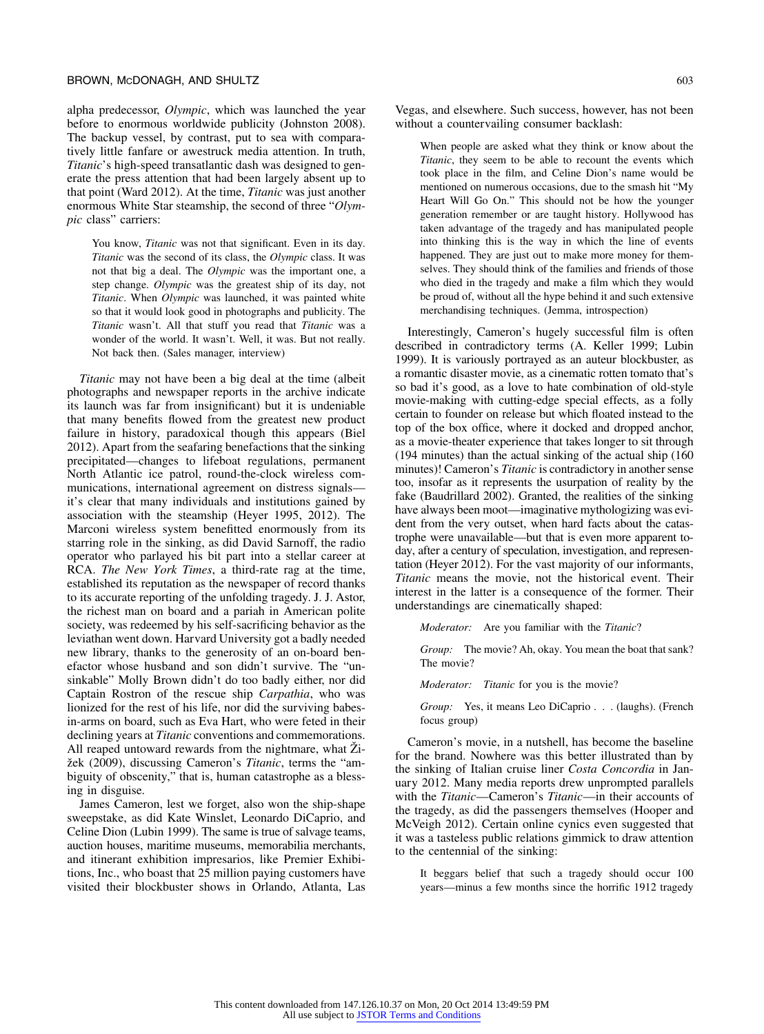alpha predecessor, *Olympic*, which was launched the year before to enormous worldwide publicity (Johnston 2008). The backup vessel, by contrast, put to sea with comparatively little fanfare or awestruck media attention. In truth, *Titanic*'s high-speed transatlantic dash was designed to generate the press attention that had been largely absent up to that point (Ward 2012). At the time, *Titanic* was just another enormous White Star steamship, the second of three "*Olympic* class" carriers:

> You know, *Titanic* was not that significant. Even in its day. *Titanic* was the second of its class, the *Olympic* class. It was not that big a deal. The *Olympic* was the important one, a step change. *Olympic* was the greatest ship of its day, not *Titanic*. When *Olympic* was launched, it was painted white so that it would look good in photographs and publicity. The *Titanic* wasn't. All that stuff you read that *Titanic* was a wonder of the world. It wasn't. Well, it was. But not really. Not back then. (Sales manager, interview)

*Titanic* may not have been a big deal at the time (albeit photographs and newspaper reports in the archive indicate its launch was far from insignificant) but it is undeniable that many benefits flowed from the greatest new product failure in history, paradoxical though this appears (Biel 2012). Apart from the seafaring benefactions that the sinking precipitated—changes to lifeboat regulations, permanent North Atlantic ice patrol, round-the-clock wireless communications, international agreement on distress signals—it's clear that many individuals and institutions gained by association with the steamship (Heyer 1995, 2012). The Marconi wireless system benefitted enormously from its starring role in the sinking, as did David Sarnoff, the radio operator who parlayed his bit part into a stellar career at RCA. *The New York Times*, a third-rate rag at the time, established its reputation as the newspaper of record thanks to its accurate reporting of the unfolding tragedy. J. J. Astor, the richest man on board and a pariah in American polite society, was redeemed by his self-sacrificing behavior as the leviathan went down. Harvard University got a badly needed new library, thanks to the generosity of an on-board benefactor whose husband and son didn't survive. The "unsinkable" Molly Brown didn't do too badly either, nor did Captain Rostron of the rescue ship *Carpathia*, who was lionized for the rest of his life, nor did the surviving babes-in-arms on board, such as Eva Hart, who were feted in their declining years at *Titanic* conventions and commemorations. All reaped untoward rewards from the nightmare, what Žižek (2009), discussing Cameron's *Titanic*, terms the "ambiguity of obscenity," that is, human catastrophe as a blessing in disguise.

James Cameron, lest we forget, also won the ship-shape sweepstake, as did Kate Winslet, Leonardo DiCaprio, and Celine Dion (Lubin 1999). The same is true of salvage teams, auction houses, maritime museums, memorabilia merchants, and itinerant exhibition impresarios, like Premier Exhibitions, Inc., who boast that 25 million paying customers have visited their blockbuster shows in Orlando, Atlanta, Las Vegas, and elsewhere. Such success, however, has not been without a countervailing consumer backlash:

> When people are asked what they think or know about the *Titanic*, they seem to be able to recount the events which took place in the film, and Celine Dion's name would be mentioned on numerous occasions, due to the smash hit "My Heart Will Go On." This should not be how the younger generation remember or are taught history. Hollywood has taken advantage of the tragedy and has manipulated people into thinking this is the way in which the line of events happened. They are just out to make more money for themselves. They should think of the families and friends of those who died in the tragedy and make a film which they would be proud of, without all the hype behind it and such extensive merchandising techniques. (Jemma, introspection)

Interestingly, Cameron's hugely successful film is often described in contradictory terms (A. Keller 1999; Lubin 1999). It is variously portrayed as an auteur blockbuster, as a romantic disaster movie, as a cinematic rotten tomato that's so bad it's good, as a love to hate combination of old-style movie-making with cutting-edge special effects, as a folly certain to founder on release but which floated instead to the top of the box office, where it docked and dropped anchor, as a movie-theater experience that takes longer to sit through (194 minutes) than the actual sinking of the actual ship (160 minutes)! Cameron's *Titanic* is contradictory in another sense too, insofar as it represents the usurpation of reality by the fake (Baudrillard 2002). Granted, the realities of the sinking have always been moot—imaginative mythologizing was evident from the very outset, when hard facts about the catastrophe were unavailable—but that is even more apparent today, after a century of speculation, investigation, and representation (Heyer 2012). For the vast majority of our informants, *Titanic* means the movie, not the historical event. Their interest in the latter is a consequence of the former. Their understandings are cinematically shaped:

> *Moderator:* Are you familiar with the *Titanic*?
>
> *Group:* The movie? Ah, okay. You mean the boat that sank? The movie?
>
> *Moderator:* *Titanic* for you is the movie?
>
> *Group:* Yes, it means Leo DiCaprio . . . (laughs). (French focus group)

Cameron's movie, in a nutshell, has become the baseline for the brand. Nowhere was this better illustrated than by the sinking of Italian cruise liner *Costa Concordia* in January 2012. Many media reports drew unprompted parallels with the *Titanic*—Cameron's *Titanic*—in their accounts of the tragedy, as did the passengers themselves (Hooper and McVeigh 2012). Certain online cynics even suggested that it was a tasteless public relations gimmick to draw attention to the centennial of the sinking:

> It beggars belief that such a tragedy should occur 100 years—minus a few months since the horrific 1912 tragedy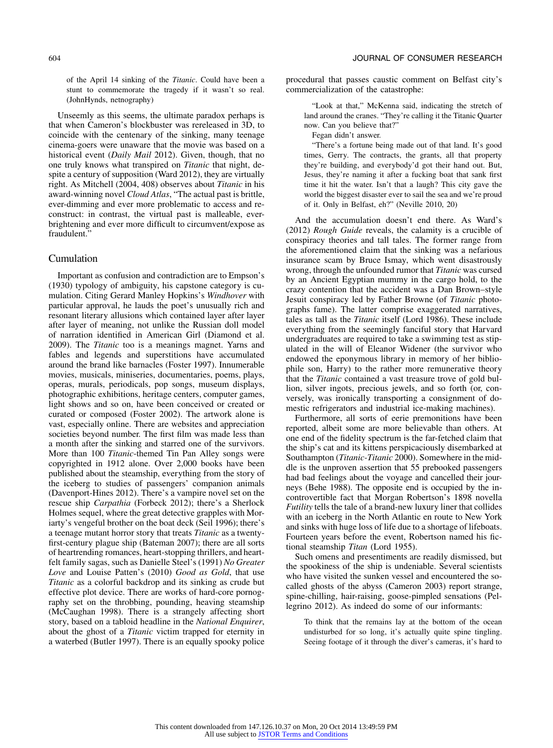of the April 14 sinking of the *Titanic*. Could have been a stunt to commemorate the tragedy if it wasn't so real. (JohnHynds, netnography)

Unseemly as this seems, the ultimate paradox perhaps is that when Cameron's blockbuster was rereleased in 3D, to coincide with the centenary of the sinking, many teenage cinema-goers were unaware that the movie was based on a historical event (*Daily Mail* 2012). Given, though, that no one truly knows what transpired on *Titanic* that night, despite a century of supposition (Ward 2012), they are virtually right. As Mitchell (2004, 408) observes about *Titanic* in his award-winning novel *Cloud Atlas*, "The actual past is brittle, ever-dimming and ever more problematic to access and reconstruct: in contrast, the virtual past is malleable, ever-brightening and ever more difficult to circumvent/expose as fraudulent."

## Cumulation

Important as confusion and contradiction are to Empson's (1930) typology of ambiguity, his capstone category is cumulation. Citing Gerard Manley Hopkins's *Windhover* with particular approval, he lauds the poet's unusually rich and resonant literary allusions which contained layer after layer after layer of meaning, not unlike the Russian doll model of narration identified in American Girl (Diamond et al. 2009). The *Titanic* too is a meanings magnet. Yarns and fables and legends and superstitions have accumulated around the brand like barnacles (Foster 1997). Innumerable movies, musicals, miniseries, documentaries, poems, plays, operas, murals, periodicals, pop songs, museum displays, photographic exhibitions, heritage centers, computer games, light shows and so on, have been conceived or created or curated or composed (Foster 2002). The artwork alone is vast, especially online. There are websites and appreciation societies beyond number. The first film was made less than a month after the sinking and starred one of the survivors. More than 100 *Titanic*-themed Tin Pan Alley songs were copyrighted in 1912 alone. Over 2,000 books have been published about the steamship, everything from the story of the iceberg to studies of passengers' companion animals (Davenport-Hines 2012). There's a vampire novel set on the rescue ship *Carpathia* (Forbeck 2012); there's a Sherlock Holmes sequel, where the great detective grapples with Moriarty's vengeful brother on the boat deck (Seil 1996); there's a teenage mutant horror story that treats *Titanic* as a twenty-first-century plague ship (Bateman 2007); there are all sorts of heartrending romances, heart-stopping thrillers, and heartfelt family sagas, such as Danielle Steel's (1991) *No Greater Love* and Louise Patten's (2010) *Good as Gold*, that use *Titanic* as a colorful backdrop and its sinking as crude but effective plot device. There are works of hard-core pornography set on the throbbing, pounding, heaving steamship (McCaughan 1998). There is a strangely affecting short story, based on a tabloid headline in the *National Enquirer*, about the ghost of a *Titanic* victim trapped for eternity in a waterbed (Butler 1997). There is an equally spooky police procedural that passes caustic comment on Belfast city's commercialization of the catastrophe:

> "Look at that," McKenna said, indicating the stretch of land around the cranes. "They're calling it the Titanic Quarter now. Can you believe that?"
>
> Fegan didn't answer.
>
> "There's a fortune being made out of that land. It's good times, Gerry. The contracts, the grants, all that property they're building, and everybody'd got their hand out. But, Jesus, they're naming it after a fucking boat that sank first time it hit the water. Isn't that a laugh? This city gave the world the biggest disaster ever to sail the sea and we're proud of it. Only in Belfast, eh?" (Neville 2010, 20)

And the accumulation doesn't end there. As Ward's (2012) *Rough Guide* reveals, the calamity is a crucible of conspiracy theories and tall tales. The former range from the aforementioned claim that the sinking was a nefarious insurance scam by Bruce Ismay, which went disastrously wrong, through the unfounded rumor that *Titanic* was cursed by an Ancient Egyptian mummy in the cargo hold, to the crazy contention that the accident was a Dan Brown–style Jesuit conspiracy led by Father Browne (of *Titanic* photographs fame). The latter comprise exaggerated narratives, tales as tall as the *Titanic* itself (Lord 1986). These include everything from the seemingly fanciful story that Harvard undergraduates are required to take a swimming test as stipulated in the will of Eleanor Widener (the survivor who endowed the eponymous library in memory of her bibliophile son, Harry) to the rather more remunerative theory that the *Titanic* contained a vast treasure trove of gold bullion, silver ingots, precious jewels, and so forth (or, conversely, was ironically transporting a consignment of domestic refrigerators and industrial ice-making machines).

Furthermore, all sorts of eerie premonitions have been reported, albeit some are more believable than others. At one end of the fidelity spectrum is the far-fetched claim that the ship's cat and its kittens perspicaciously disembarked at Southampton (*Titanic-Titanic* 2000). Somewhere in the middle is the unproven assertion that 55 prebooked passengers had bad feelings about the voyage and cancelled their journeys (Behe 1988). The opposite end is occupied by the incontrovertible fact that Morgan Robertson's 1898 novella *Futility* tells the tale of a brand-new luxury liner that collides with an iceberg in the North Atlantic en route to New York and sinks with huge loss of life due to a shortage of lifeboats. Fourteen years before the event, Robertson named his fictional steamship *Titan* (Lord 1955).

Such omens and presentiments are readily dismissed, but the spookiness of the ship is undeniable. Several scientists who have visited the sunken vessel and encountered the so-called ghosts of the abyss (Cameron 2003) report strange, spine-chilling, hair-raising, goose-pimpled sensations (Pellegrino 2012). As indeed do some of our informants:

> To think that the remains lay at the bottom of the ocean undisturbed for so long, it's actually quite spine tingling. Seeing footage of it through the diver's cameras, it's hard to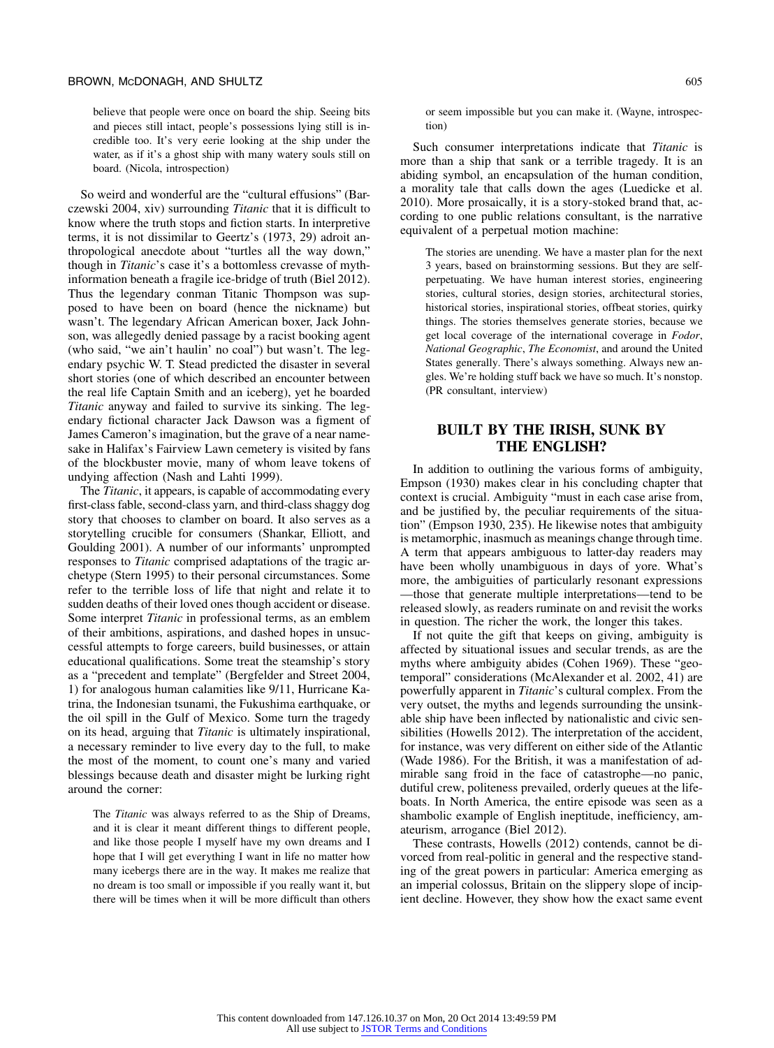believe that people were once on board the ship. Seeing bits and pieces still intact, people's possessions lying still is incredible too. It's very eerie looking at the ship under the water, as if it's a ghost ship with many watery souls still on board. (Nicola, introspection)

So weird and wonderful are the "cultural effusions" (Barczewski 2004, xiv) surrounding *Titanic* that it is difficult to know where the truth stops and fiction starts. In interpretive terms, it is not dissimilar to Geertz's (1973, 29) adroit anthropological anecdote about "turtles all the way down," though in *Titanic*'s case it's a bottomless crevasse of myth-information beneath a fragile ice-bridge of truth (Biel 2012). Thus the legendary conman Titanic Thompson was supposed to have been on board (hence the nickname) but wasn't. The legendary African American boxer, Jack Johnson, was allegedly denied passage by a racist booking agent (who said, "we ain't haulin' no coal") but wasn't. The legendary psychic W. T. Stead predicted the disaster in several short stories (one of which described an encounter between the real life Captain Smith and an iceberg), yet he boarded *Titanic* anyway and failed to survive its sinking. The legendary fictional character Jack Dawson was a figment of James Cameron's imagination, but the grave of a near namesake in Halifax's Fairview Lawn cemetery is visited by fans of the blockbuster movie, many of whom leave tokens of undying affection (Nash and Lahti 1999).

The *Titanic*, it appears, is capable of accommodating every first-class fable, second-class yarn, and third-class shaggy dog story that chooses to clamber on board. It also serves as a storytelling crucible for consumers (Shankar, Elliott, and Goulding 2001). A number of our informants' unprompted responses to *Titanic* comprised adaptations of the tragic archetype (Stern 1995) to their personal circumstances. Some refer to the terrible loss of life that night and relate it to sudden deaths of their loved ones though accident or disease. Some interpret *Titanic* in professional terms, as an emblem of their ambitions, aspirations, and dashed hopes in unsuccessful attempts to forge careers, build businesses, or attain educational qualifications. Some treat the steamship's story as a "precedent and template" (Bergfelder and Street 2004, 1) for analogous human calamities like 9/11, Hurricane Katrina, the Indonesian tsunami, the Fukushima earthquake, or the oil spill in the Gulf of Mexico. Some turn the tragedy on its head, arguing that *Titanic* is ultimately inspirational, a necessary reminder to live every day to the full, to make the most of the moment, to count one's many and varied blessings because death and disaster might be lurking right around the corner:

> The *Titanic* was always referred to as the Ship of Dreams, and it is clear it meant different things to different people, and like those people I myself have my own dreams and I hope that I will get everything I want in life no matter how many icebergs there are in the way. It makes me realize that no dream is too small or impossible if you really want it, but there will be times when it will be more difficult than others or seem impossible but you can make it. (Wayne, introspection)

Such consumer interpretations indicate that *Titanic* is more than a ship that sank or a terrible tragedy. It is an abiding symbol, an encapsulation of the human condition, a morality tale that calls down the ages (Luedicke et al. 2010). More prosaically, it is a story-stoked brand that, according to one public relations consultant, is the narrative equivalent of a perpetual motion machine:

> The stories are unending. We have a master plan for the next 3 years, based on brainstorming sessions. But they are self-perpetuating. We have human interest stories, engineering stories, cultural stories, design stories, architectural stories, historical stories, inspirational stories, offbeat stories, quirky things. The stories themselves generate stories, because we get local coverage of the international coverage in *Fodor*, *National Geographic*, *The Economist*, and around the United States generally. There's always something. Always new angles. We're holding stuff back we have so much. It's nonstop. (PR consultant, interview)

## BUILT BY THE IRISH, SUNK BY THE ENGLISH?

In addition to outlining the various forms of ambiguity, Empson (1930) makes clear in his concluding chapter that context is crucial. Ambiguity "must in each case arise from, and be justified by, the peculiar requirements of the situation" (Empson 1930, 235). He likewise notes that ambiguity is metamorphic, inasmuch as meanings change through time. A term that appears ambiguous to latter-day readers may have been wholly unambiguous in days of yore. What's more, the ambiguities of particularly resonant expressions —those that generate multiple interpretations—tend to be released slowly, as readers ruminate on and revisit the works in question. The richer the work, the longer this takes.

If not quite the gift that keeps on giving, ambiguity is affected by situational issues and secular trends, as are the myths where ambiguity abides (Cohen 1969). These "geotemporal" considerations (McAlexander et al. 2002, 41) are powerfully apparent in *Titanic*'s cultural complex. From the very outset, the myths and legends surrounding the unsinkable ship have been inflected by nationalistic and civic sensibilities (Howells 2012). The interpretation of the accident, for instance, was very different on either side of the Atlantic (Wade 1986). For the British, it was a manifestation of admirable sang froid in the face of catastrophe—no panic, dutiful crew, politeness prevailed, orderly queues at the lifeboats. In North America, the entire episode was seen as a shambolic example of English ineptitude, inefficiency, amateurism, arrogance (Biel 2012).

These contrasts, Howells (2012) contends, cannot be divorced from real-politic in general and the respective standing of the great powers in particular: America emerging as an imperial colossus, Britain on the slippery slope of incipient decline. However, they show how the exact same event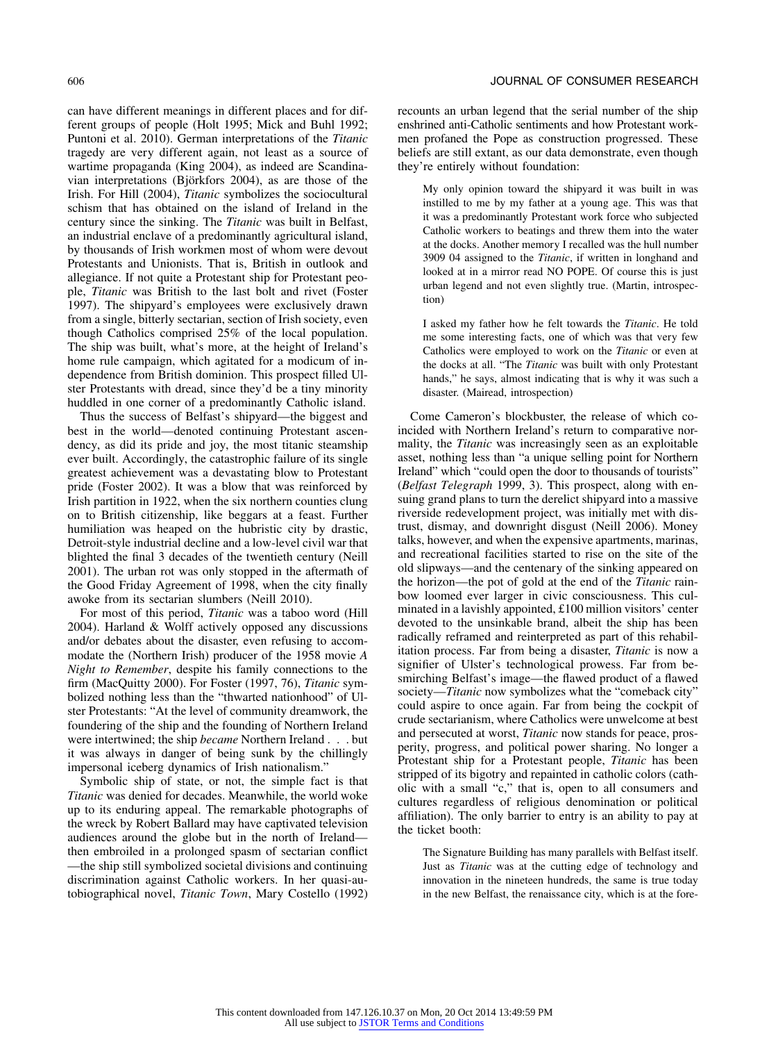can have different meanings in different places and for different groups of people (Holt 1995; Mick and Buhl 1992; Puntoni et al. 2010). German interpretations of the *Titanic* tragedy are very different again, not least as a source of wartime propaganda (King 2004), as indeed are Scandinavian interpretations (Björkfors 2004), as are those of the Irish. For Hill (2004), *Titanic* symbolizes the sociocultural schism that has obtained on the island of Ireland in the century since the sinking. The *Titanic* was built in Belfast, an industrial enclave of a predominantly agricultural island, by thousands of Irish workmen most of whom were devout Protestants and Unionists. That is, British in outlook and allegiance. If not quite a Protestant ship for Protestant people, *Titanic* was British to the last bolt and rivet (Foster 1997). The shipyard's employees were exclusively drawn from a single, bitterly sectarian, section of Irish society, even though Catholics comprised 25% of the local population. The ship was built, what's more, at the height of Ireland's home rule campaign, which agitated for a modicum of independence from British dominion. This prospect filled Ulster Protestants with dread, since they'd be a tiny minority huddled in one corner of a predominantly Catholic island.

Thus the success of Belfast's shipyard—the biggest and best in the world—denoted continuing Protestant ascendency, as did its pride and joy, the most titanic steamship ever built. Accordingly, the catastrophic failure of its single greatest achievement was a devastating blow to Protestant pride (Foster 2002). It was a blow that was reinforced by Irish partition in 1922, when the six northern counties clung on to British citizenship, like beggars at a feast. Further humiliation was heaped on the hubristic city by drastic, Detroit-style industrial decline and a low-level civil war that blighted the final 3 decades of the twentieth century (Neill 2001). The urban rot was only stopped in the aftermath of the Good Friday Agreement of 1998, when the city finally awoke from its sectarian slumbers (Neill 2010).

For most of this period, *Titanic* was a taboo word (Hill 2004). Harland & Wolff actively opposed any discussions and/or debates about the disaster, even refusing to accommodate the (Northern Irish) producer of the 1958 movie *A Night to Remember*, despite his family connections to the firm (MacQuitty 2000). For Foster (1997, 76), *Titanic* symbolized nothing less than the "thwarted nationhood" of Ulster Protestants: "At the level of community dreamwork, the foundering of the ship and the founding of Northern Ireland were intertwined; the ship *became* Northern Ireland . . . but it was always in danger of being sunk by the chillingly impersonal iceberg dynamics of Irish nationalism."

Symbolic ship of state, or not, the simple fact is that *Titanic* was denied for decades. Meanwhile, the world woke up to its enduring appeal. The remarkable photographs of the wreck by Robert Ballard may have captivated television audiences around the globe but in the north of Ireland—then embroiled in a prolonged spasm of sectarian conflict—the ship still symbolized societal divisions and continuing discrimination against Catholic workers. In her quasi-autobiographical novel, *Titanic Town*, Mary Costello (1992) recounts an urban legend that the serial number of the ship enshrined anti-Catholic sentiments and how Protestant workmen profaned the Pope as construction progressed. These beliefs are still extant, as our data demonstrate, even though they're entirely without foundation:

> My only opinion toward the shipyard it was built in was instilled to me by my father at a young age. This was that it was a predominantly Protestant work force who subjected Catholic workers to beatings and threw them into the water at the docks. Another memory I recalled was the hull number 3909 04 assigned to the *Titanic*, if written in longhand and looked at in a mirror read NO POPE. Of course this is just urban legend and not even slightly true. (Martin, introspection)

> I asked my father how he felt towards the *Titanic*. He told me some interesting facts, one of which was that very few Catholics were employed to work on the *Titanic* or even at the docks at all. "The *Titanic* was built with only Protestant hands," he says, almost indicating that is why it was such a disaster. (Mairead, introspection)

Come Cameron's blockbuster, the release of which coincided with Northern Ireland's return to comparative normality, the *Titanic* was increasingly seen as an exploitable asset, nothing less than "a unique selling point for Northern Ireland" which "could open the door to thousands of tourists" (*Belfast Telegraph* 1999, 3). This prospect, along with ensuing grand plans to turn the derelict shipyard into a massive riverside redevelopment project, was initially met with distrust, dismay, and downright disgust (Neill 2006). Money talks, however, and when the expensive apartments, marinas, and recreational facilities started to rise on the site of the old slipways—and the centenary of the sinking appeared on the horizon—the pot of gold at the end of the *Titanic* rainbow loomed ever larger in civic consciousness. This culminated in a lavishly appointed, £100 million visitors' center devoted to the unsinkable brand, albeit the ship has been radically reframed and reinterpreted as part of this rehabilitation process. Far from being a disaster, *Titanic* is now a signifier of Ulster's technological prowess. Far from besmirching Belfast's image—the flawed product of a flawed society—*Titanic* now symbolizes what the "comeback city" could aspire to once again. Far from being the cockpit of crude sectarianism, where Catholics were unwelcome at best and persecuted at worst, *Titanic* now stands for peace, prosperity, progress, and political power sharing. No longer a Protestant ship for a Protestant people, *Titanic* has been stripped of its bigotry and repainted in catholic colors (catholic with a small "c," that is, open to all consumers and cultures regardless of religious denomination or political affiliation). The only barrier to entry is an ability to pay at the ticket booth:

> The Signature Building has many parallels with Belfast itself. Just as *Titanic* was at the cutting edge of technology and innovation in the nineteen hundreds, the same is true today in the new Belfast, the renaissance city, which is at the fore-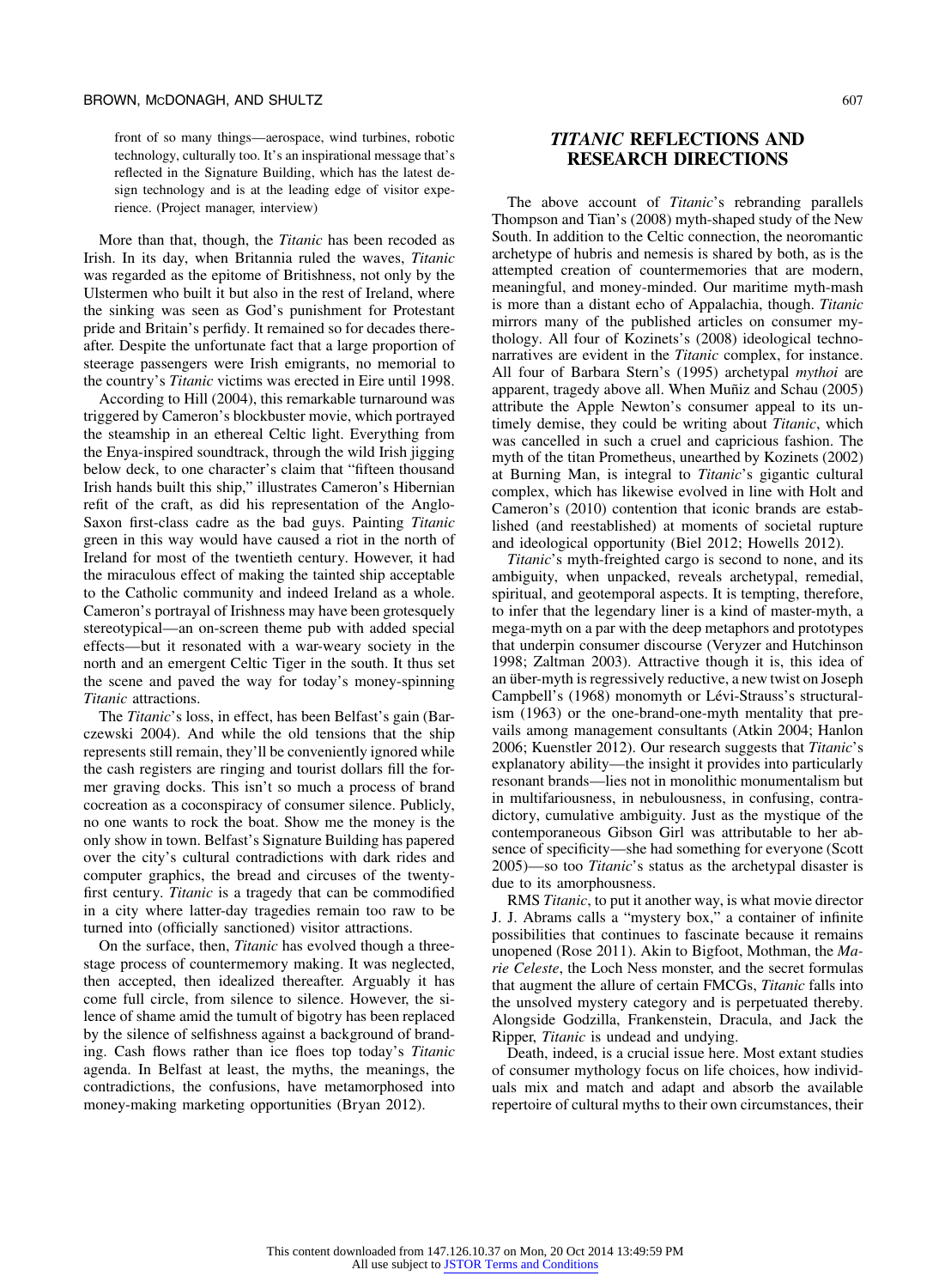front of so many things—aerospace, wind turbines, robotic technology, culturally too. It's an inspirational message that's reflected in the Signature Building, which has the latest design technology and is at the leading edge of visitor experience. (Project manager, interview)

More than that, though, the *Titanic* has been recoded as Irish. In its day, when Britannia ruled the waves, *Titanic* was regarded as the epitome of Britishness, not only by the Ulstermen who built it but also in the rest of Ireland, where the sinking was seen as God's punishment for Protestant pride and Britain's perfidy. It remained so for decades thereafter. Despite the unfortunate fact that a large proportion of steerage passengers were Irish emigrants, no memorial to the country's *Titanic* victims was erected in Eire until 1998.

According to Hill (2004), this remarkable turnaround was triggered by Cameron's blockbuster movie, which portrayed the steamship in an ethereal Celtic light. Everything from the Enya-inspired soundtrack, through the wild Irish jigging below deck, to one character's claim that "fifteen thousand Irish hands built this ship," illustrates Cameron's Hibernian refit of the craft, as did his representation of the Anglo-Saxon first-class cadre as the bad guys. Painting *Titanic* green in this way would have caused a riot in the north of Ireland for most of the twentieth century. However, it had the miraculous effect of making the tainted ship acceptable to the Catholic community and indeed Ireland as a whole. Cameron's portrayal of Irishness may have been grotesquely stereotypical—an on-screen theme pub with added special effects—but it resonated with a war-weary society in the north and an emergent Celtic Tiger in the south. It thus set the scene and paved the way for today's money-spinning *Titanic* attractions.

The *Titanic*'s loss, in effect, has been Belfast's gain (Barczewski 2004). And while the old tensions that the ship represents still remain, they'll be conveniently ignored while the cash registers are ringing and tourist dollars fill the former graving docks. This isn't so much a process of brand cocreation as a coconspiracy of consumer silence. Publicly, no one wants to rock the boat. Show me the money is the only show in town. Belfast's Signature Building has papered over the city's cultural contradictions with dark rides and computer graphics, the bread and circuses of the twenty-first century. *Titanic* is a tragedy that can be commodified in a city where latter-day tragedies remain too raw to be turned into (officially sanctioned) visitor attractions.

On the surface, then, *Titanic* has evolved though a three-stage process of countermemory making. It was neglected, then accepted, then idealized thereafter. Arguably it has come full circle, from silence to silence. However, the silence of shame amid the tumult of bigotry has been replaced by the silence of selfishness against a background of branding. Cash flows rather than ice floes top today's *Titanic* agenda. In Belfast at least, the myths, the meanings, the contradictions, the confusions, have metamorphosed into money-making marketing opportunities (Bryan 2012).

## *TITANIC* REFLECTIONS AND RESEARCH DIRECTIONS

The above account of *Titanic*'s rebranding parallels Thompson and Tian's (2008) myth-shaped study of the New South. In addition to the Celtic connection, the neoromantic archetype of hubris and nemesis is shared by both, as is the attempted creation of countermemories that are modern, meaningful, and money-minded. Our maritime myth-mash is more than a distant echo of Appalachia, though. *Titanic* mirrors many of the published articles on consumer mythology. All four of Kozinets's (2008) ideological technonarratives are evident in the *Titanic* complex, for instance. All four of Barbara Stern's (1995) archetypal *mythoi* are apparent, tragedy above all. When Muñiz and Schau (2005) attribute the Apple Newton's consumer appeal to its untimely demise, they could be writing about *Titanic*, which was cancelled in such a cruel and capricious fashion. The myth of the titan Prometheus, unearthed by Kozinets (2002) at Burning Man, is integral to *Titanic*'s gigantic cultural complex, which has likewise evolved in line with Holt and Cameron's (2010) contention that iconic brands are established (and reestablished) at moments of societal rupture and ideological opportunity (Biel 2012; Howells 2012).

*Titanic*'s myth-freighted cargo is second to none, and its ambiguity, when unpacked, reveals archetypal, remedial, spiritual, and geotemporal aspects. It is tempting, therefore, to infer that the legendary liner is a kind of master-myth, a mega-myth on a par with the deep metaphors and prototypes that underpin consumer discourse (Veryzer and Hutchinson 1998; Zaltman 2003). Attractive though it is, this idea of an über-myth is regressively reductive, a new twist on Joseph Campbell's (1968) monomyth or Lévi-Strauss's structuralism (1963) or the one-brand-one-myth mentality that prevails among management consultants (Atkin 2004; Hanlon 2006; Kuenstler 2012). Our research suggests that *Titanic*'s explanatory ability—the insight it provides into particularly resonant brands—lies not in monolithic monumentalism but in multifariousness, in nebulousness, in confusing, contradictory, cumulative ambiguity. Just as the mystique of the contemporaneous Gibson Girl was attributable to her absence of specificity—she had something for everyone (Scott 2005)—so too *Titanic*'s status as the archetypal disaster is due to its amorphousness.

RMS *Titanic*, to put it another way, is what movie director J. J. Abrams calls a "mystery box," a container of infinite possibilities that continues to fascinate because it remains unopened (Rose 2011). Akin to Bigfoot, Mothman, the *Marie Celeste*, the Loch Ness monster, and the secret formulas that augment the allure of certain FMCGs, *Titanic* falls into the unsolved mystery category and is perpetuated thereby. Alongside Godzilla, Frankenstein, Dracula, and Jack the Ripper, *Titanic* is undead and undying.

Death, indeed, is a crucial issue here. Most extant studies of consumer mythology focus on life choices, how individuals mix and match and adapt and absorb the available repertoire of cultural myths to their own circumstances, their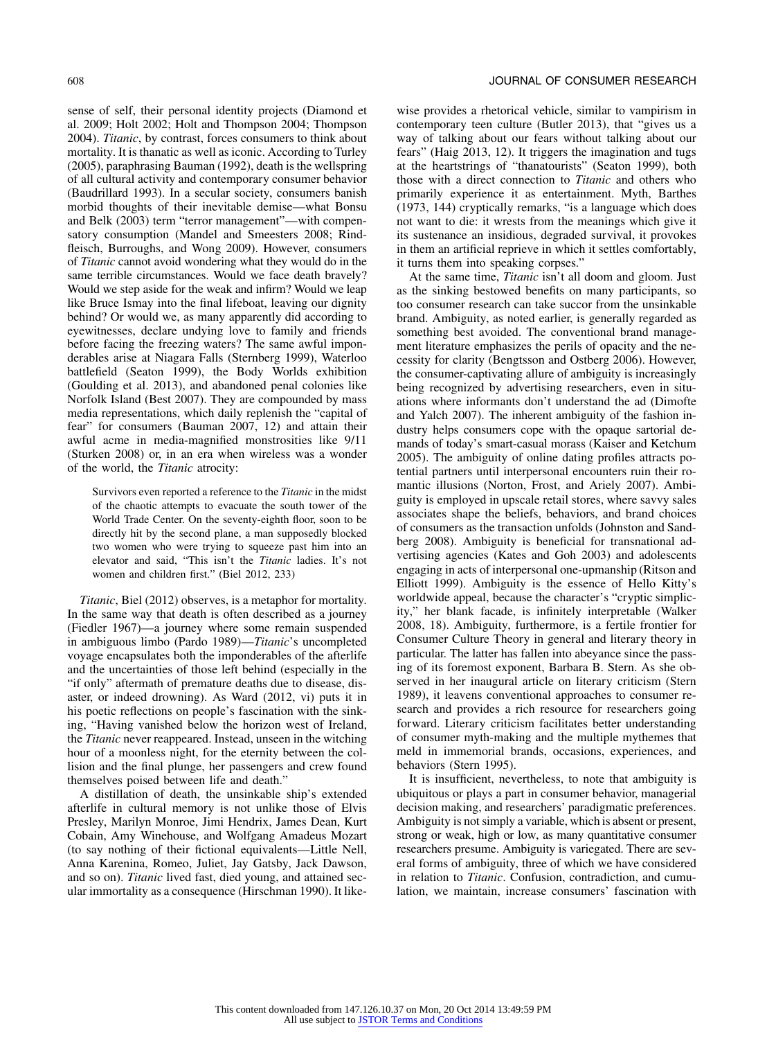sense of self, their personal identity projects (Diamond et al. 2009; Holt 2002; Holt and Thompson 2004; Thompson 2004). *Titanic*, by contrast, forces consumers to think about mortality. It is thanatic as well as iconic. According to Turley (2005), paraphrasing Bauman (1992), death is the wellspring of all cultural activity and contemporary consumer behavior (Baudrillard 1993). In a secular society, consumers banish morbid thoughts of their inevitable demise—what Bonsu and Belk (2003) term "terror management"—with compensatory consumption (Mandel and Smeesters 2008; Rindfleisch, Burroughs, and Wong 2009). However, consumers of *Titanic* cannot avoid wondering what they would do in the same terrible circumstances. Would we face death bravely? Would we step aside for the weak and infirm? Would we leap like Bruce Ismay into the final lifeboat, leaving our dignity behind? Or would we, as many apparently did according to eyewitnesses, declare undying love to family and friends before facing the freezing waters? The same awful imponderables arise at Niagara Falls (Sternberg 1999), Waterloo battlefield (Seaton 1999), the Body Worlds exhibition (Goulding et al. 2013), and abandoned penal colonies like Norfolk Island (Best 2007). They are compounded by mass media representations, which daily replenish the "capital of fear" for consumers (Bauman 2007, 12) and attain their awful acme in media-magnified monstrosities like 9/11 (Sturken 2008) or, in an era when wireless was a wonder of the world, the *Titanic* atrocity:

> Survivors even reported a reference to the *Titanic* in the midst of the chaotic attempts to evacuate the south tower of the World Trade Center. On the seventy-eighth floor, soon to be directly hit by the second plane, a man supposedly blocked two women who were trying to squeeze past him into an elevator and said, "This isn't the *Titanic* ladies. It's not women and children first." (Biel 2012, 233)

*Titanic*, Biel (2012) observes, is a metaphor for mortality. In the same way that death is often described as a journey (Fiedler 1967)—a journey where some remain suspended in ambiguous limbo (Pardo 1989)—*Titanic*'s uncompleted voyage encapsulates both the imponderables of the afterlife and the uncertainties of those left behind (especially in the "if only" aftermath of premature deaths due to disease, disaster, or indeed drowning). As Ward (2012, vi) puts it in his poetic reflections on people's fascination with the sinking, "Having vanished below the horizon west of Ireland, the *Titanic* never reappeared. Instead, unseen in the witching hour of a moonless night, for the eternity between the collision and the final plunge, her passengers and crew found themselves poised between life and death."

A distillation of death, the unsinkable ship's extended afterlife in cultural memory is not unlike those of Elvis Presley, Marilyn Monroe, Jimi Hendrix, James Dean, Kurt Cobain, Amy Winehouse, and Wolfgang Amadeus Mozart (to say nothing of their fictional equivalents—Little Nell, Anna Karenina, Romeo, Juliet, Jay Gatsby, Jack Dawson, and so on). *Titanic* lived fast, died young, and attained secular immortality as a consequence (Hirschman 1990). It likewise provides a rhetorical vehicle, similar to vampirism in contemporary teen culture (Butler 2013), that "gives us a way of talking about our fears without talking about our fears" (Haig 2013, 12). It triggers the imagination and tugs at the heartstrings of "thanatourists" (Seaton 1999), both those with a direct connection to *Titanic* and others who primarily experience it as entertainment. Myth, Barthes (1973, 144) cryptically remarks, "is a language which does not want to die: it wrests from the meanings which give it its sustenance an insidious, degraded survival, it provokes in them an artificial reprieve in which it settles comfortably, it turns them into speaking corpses."

At the same time, *Titanic* isn't all doom and gloom. Just as the sinking bestowed benefits on many participants, so too consumer research can take succor from the unsinkable brand. Ambiguity, as noted earlier, is generally regarded as something best avoided. The conventional brand management literature emphasizes the perils of opacity and the necessity for clarity (Bengtsson and Ostberg 2006). However, the consumer-captivating allure of ambiguity is increasingly being recognized by advertising researchers, even in situations where informants don't understand the ad (Dimofte and Yalch 2007). The inherent ambiguity of the fashion industry helps consumers cope with the opaque sartorial demands of today's smart-casual morass (Kaiser and Ketchum 2005). The ambiguity of online dating profiles attracts potential partners until interpersonal encounters ruin their romantic illusions (Norton, Frost, and Ariely 2007). Ambiguity is employed in upscale retail stores, where savvy sales associates shape the beliefs, behaviors, and brand choices of consumers as the transaction unfolds (Johnston and Sandberg 2008). Ambiguity is beneficial for transnational advertising agencies (Kates and Goh 2003) and adolescents engaging in acts of interpersonal one-upmanship (Ritson and Elliott 1999). Ambiguity is the essence of Hello Kitty's worldwide appeal, because the character's "cryptic simplicity," her blank facade, is infinitely interpretable (Walker 2008, 18). Ambiguity, furthermore, is a fertile frontier for Consumer Culture Theory in general and literary theory in particular. The latter has fallen into abeyance since the passing of its foremost exponent, Barbara B. Stern. As she observed in her inaugural article on literary criticism (Stern 1989), it leavens conventional approaches to consumer research and provides a rich resource for researchers going forward. Literary criticism facilitates better understanding of consumer myth-making and the multiple mythemes that meld in immemorial brands, occasions, experiences, and behaviors (Stern 1995).

It is insufficient, nevertheless, to note that ambiguity is ubiquitous or plays a part in consumer behavior, managerial decision making, and researchers' paradigmatic preferences. Ambiguity is not simply a variable, which is absent or present, strong or weak, high or low, as many quantitative consumer researchers presume. Ambiguity is variegated. There are several forms of ambiguity, three of which we have considered in relation to *Titanic*. Confusion, contradiction, and cumulation, we maintain, increase consumers' fascination with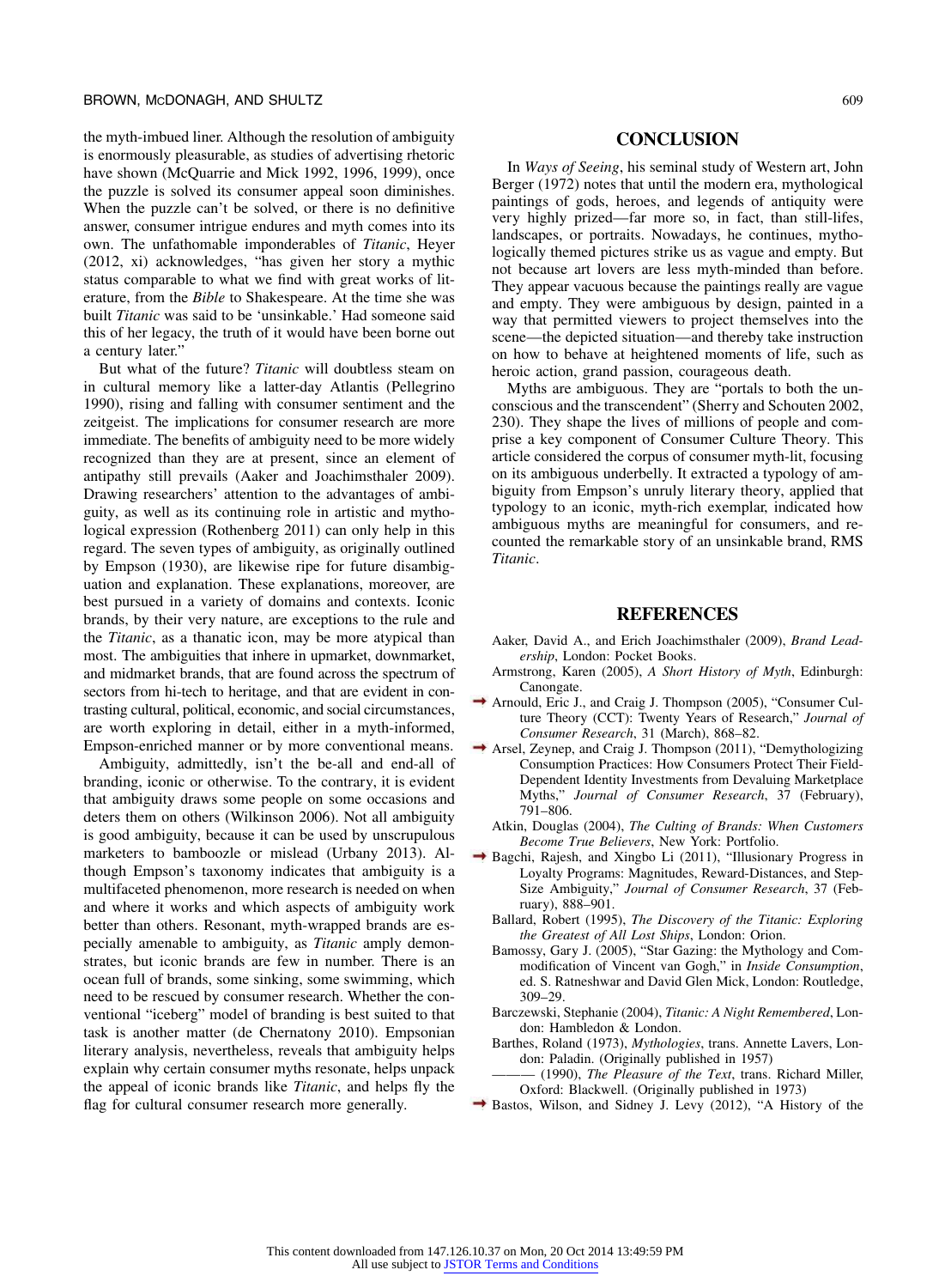the myth-imbued liner. Although the resolution of ambiguity is enormously pleasurable, as studies of advertising rhetoric have shown (McQuarrie and Mick 1992, 1996, 1999), once the puzzle is solved its consumer appeal soon diminishes. When the puzzle can't be solved, or there is no definitive answer, consumer intrigue endures and myth comes into its own. The unfathomable imponderables of *Titanic*, Heyer (2012, xi) acknowledges, "has given her story a mythic status comparable to what we find with great works of literature, from the *Bible* to Shakespeare. At the time she was built *Titanic* was said to be 'unsinkable.' Had someone said this of her legacy, the truth of it would have been borne out a century later."

But what of the future? *Titanic* will doubtless steam on in cultural memory like a latter-day Atlantis (Pellegrino 1990), rising and falling with consumer sentiment and the zeitgeist. The implications for consumer research are more immediate. The benefits of ambiguity need to be more widely recognized than they are at present, since an element of antipathy still prevails (Aaker and Joachimsthaler 2009). Drawing researchers' attention to the advantages of ambiguity, as well as its continuing role in artistic and mythological expression (Rothenberg 2011) can only help in this regard. The seven types of ambiguity, as originally outlined by Empson (1930), are likewise ripe for future disambiguation and explanation. These explanations, moreover, are best pursued in a variety of domains and contexts. Iconic brands, by their very nature, are exceptions to the rule and the *Titanic*, as a thanatic icon, may be more atypical than most. The ambiguities that inhere in upmarket, downmarket, and midmarket brands, that are found across the spectrum of sectors from hi-tech to heritage, and that are evident in contrasting cultural, political, economic, and social circumstances, are worth exploring in detail, either in a myth-informed, Empson-enriched manner or by more conventional means.

Ambiguity, admittedly, isn't the be-all and end-all of branding, iconic or otherwise. To the contrary, it is evident that ambiguity draws some people on some occasions and deters them on others (Wilkinson 2006). Not all ambiguity is good ambiguity, because it can be used by unscrupulous marketers to bamboozle or mislead (Urbany 2013). Although Empson's taxonomy indicates that ambiguity is a multifaceted phenomenon, more research is needed on when and where it works and which aspects of ambiguity work better than others. Resonant, myth-wrapped brands are especially amenable to ambiguity, as *Titanic* amply demonstrates, but iconic brands are few in number. There is an ocean full of brands, some sinking, some swimming, which need to be rescued by consumer research. Whether the conventional "iceberg" model of branding is best suited to that task is another matter (de Chernatony 2010). Empsonian literary analysis, nevertheless, reveals that ambiguity helps explain why certain consumer myths resonate, helps unpack the appeal of iconic brands like *Titanic*, and helps fly the flag for cultural consumer research more generally.

## CONCLUSION

In *Ways of Seeing*, his seminal study of Western art, John Berger (1972) notes that until the modern era, mythological paintings of gods, heroes, and legends of antiquity were very highly prized—far more so, in fact, than still-lifes, landscapes, or portraits. Nowadays, he continues, mythologically themed pictures strike us as vague and empty. But not because art lovers are less myth-minded than before. They appear vacuous because the paintings really are vague and empty. They were ambiguous by design, painted in a way that permitted viewers to project themselves into the scene—the depicted situation—and thereby take instruction on how to behave at heightened moments of life, such as heroic action, grand passion, courageous death.

Myths are ambiguous. They are "portals to both the unconscious and the transcendent" (Sherry and Schouten 2002, 230). They shape the lives of millions of people and comprise a key component of Consumer Culture Theory. This article considered the corpus of consumer myth-lit, focusing on its ambiguous underbelly. It extracted a typology of ambiguity from Empson's unruly literary theory, applied that typology to an iconic, myth-rich exemplar, indicated how ambiguous myths are meaningful for consumers, and recounted the remarkable story of an unsinkable brand, RMS *Titanic*.

## REFERENCES

Aaker, David A., and Erich Joachimsthaler (2009), *Brand Leadership*, London: Pocket Books.

Armstrong, Karen (2005), *A Short History of Myth*, Edinburgh: Canongate.

Arnould, Eric J., and Craig J. Thompson (2005), "Consumer Culture Theory (CCT): Twenty Years of Research," *Journal of Consumer Research*, 31 (March), 868–82.

Arsel, Zeynep, and Craig J. Thompson (2011), "Demythologizing Consumption Practices: How Consumers Protect Their Field-Dependent Identity Investments from Devaluing Marketplace Myths," *Journal of Consumer Research*, 37 (February), 791–806.

Atkin, Douglas (2004), *The Culting of Brands: When Customers Become True Believers*, New York: Portfolio.

Bagchi, Rajesh, and Xingbo Li (2011), "Illusionary Progress in Loyalty Programs: Magnitudes, Reward-Distances, and Step-Size Ambiguity," *Journal of Consumer Research*, 37 (February), 888–901.

Ballard, Robert (1995), *The Discovery of the Titanic: Exploring the Greatest of All Lost Ships*, London: Orion.

Bamossy, Gary J. (2005), "Star Gazing: the Mythology and Commodification of Vincent van Gogh," in *Inside Consumption*, ed. S. Ratneshwar and David Glen Mick, London: Routledge, 309–29.

Barczewski, Stephanie (2004), *Titanic: A Night Remembered*, London: Hambledon & London.

Barthes, Roland (1973), *Mythologies*, trans. Annette Lavers, London: Paladin. (Originally published in 1957)

——— (1990), *The Pleasure of the Text*, trans. Richard Miller, Oxford: Blackwell. (Originally published in 1973)

Bastos, Wilson, and Sidney J. Levy (2012), "A History of the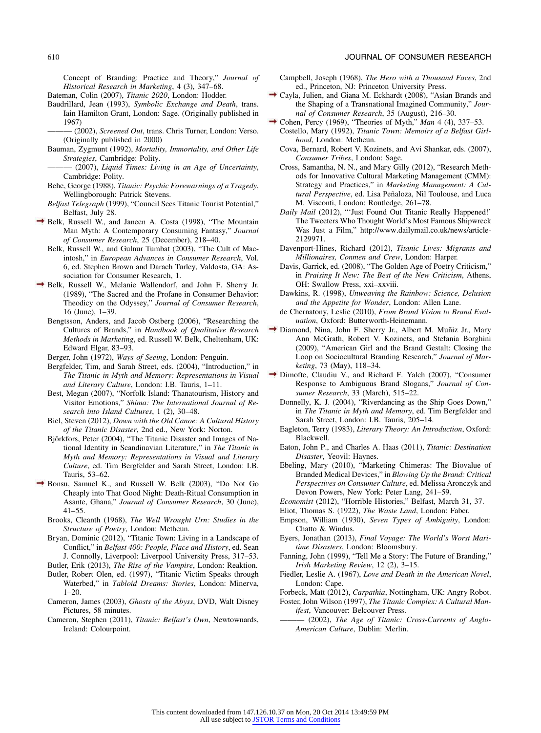Concept of Branding: Practice and Theory," *Journal of Historical Research in Marketing*, 4 (3), 347–68.

Bateman, Colin (2007), *Titanic 2020*, London: Hodder.

Baudrillard, Jean (1993), *Symbolic Exchange and Death*, trans. Iain Hamilton Grant, London: Sage. (Originally published in 1967)

——— (2002), *Screened Out*, trans. Chris Turner, London: Verso. (Originally published in 2000)

Bauman, Zygmunt (1992), *Mortality, Immortality, and Other Life Strategies*, Cambridge: Polity.

——— (2007), *Liquid Times: Living in an Age of Uncertainty*, Cambridge: Polity.

Behe, George (1988), *Titanic: Psychic Forewarnings of a Tragedy*, Wellingborough: Patrick Stevens.

*Belfast Telegraph* (1999), "Council Sees Titanic Tourist Potential," Belfast, July 28.

Belk, Russell W., and Janeen A. Costa (1998), "The Mountain Man Myth: A Contemporary Consuming Fantasy," *Journal of Consumer Research*, 25 (December), 218–40.

Belk, Russell W., and Gulnur Tumbat (2003), "The Cult of Macintosh," in *European Advances in Consumer Research*, Vol. 6, ed. Stephen Brown and Darach Turley, Valdosta, GA: Association for Consumer Research, 1.

Belk, Russell W., Melanie Wallendorf, and John F. Sherry Jr. (1989), "The Sacred and the Profane in Consumer Behavior: Theodicy on the Odyssey," *Journal of Consumer Research*, 16 (June), 1–39.

Bengtsson, Anders, and Jacob Ostberg (2006), "Researching the Cultures of Brands," in *Handbook of Qualitative Research Methods in Marketing*, ed. Russell W. Belk, Cheltenham, UK: Edward Elgar, 83–93.

Berger, John (1972), *Ways of Seeing*, London: Penguin.

Bergfelder, Tim, and Sarah Street, eds. (2004), "Introduction," in *The Titanic in Myth and Memory: Representations in Visual and Literary Culture*, London: I.B. Tauris, 1–11.

Best, Megan (2007), "Norfolk Island: Thanatourism, History and Visitor Emotions," *Shima: The International Journal of Research into Island Cultures*, 1 (2), 30–48.

Biel, Steven (2012), *Down with the Old Canoe: A Cultural History of the Titanic Disaster*, 2nd ed., New York: Norton.

Björkfors, Peter (2004), "The Titanic Disaster and Images of National Identity in Scandinavian Literature," in *The Titanic in Myth and Memory: Representations in Visual and Literary Culture*, ed. Tim Bergfelder and Sarah Street, London: I.B. Tauris, 53–62.

Bonsu, Samuel K., and Russell W. Belk (2003), "Do Not Go Cheaply into That Good Night: Death-Ritual Consumption in Asante, Ghana," *Journal of Consumer Research*, 30 (June), 41–55.

Brooks, Cleanth (1968), *The Well Wrought Urn: Studies in the Structure of Poetry*, London: Metheun.

Bryan, Dominic (2012), "Titanic Town: Living in a Landscape of Conflict," in *Belfast 400: People, Place and History*, ed. Sean J. Connolly, Liverpool: Liverpool University Press, 317–53.

Butler, Erik (2013), *The Rise of the Vampire*, London: Reaktion.

Butler, Robert Olen, ed. (1997), "Titanic Victim Speaks through Waterbed," in *Tabloid Dreams: Stories*, London: Minerva, 1–20.

Cameron, James (2003), *Ghosts of the Abyss*, DVD, Walt Disney Pictures, 58 minutes.

Cameron, Stephen (2011), *Titanic: Belfast's Own*, Newtownards, Ireland: Colourpoint.

Campbell, Joseph (1968), *The Hero with a Thousand Faces*, 2nd ed., Princeton, NJ: Princeton University Press.

Cayla, Julien, and Giana M. Eckhardt (2008), "Asian Brands and the Shaping of a Transnational Imagined Community," *Journal of Consumer Research*, 35 (August), 216–30.

Cohen, Percy (1969), "Theories of Myth," *Man* 4 (4), 337–53.

Costello, Mary (1992), *Titanic Town: Memoirs of a Belfast Girlhood*, London: Metheun.

Cova, Bernard, Robert V. Kozinets, and Avi Shankar, eds. (2007), *Consumer Tribes*, London: Sage.

Cross, Samantha, N. N., and Mary Gilly (2012), "Research Methods for Innovative Cultural Marketing Management (CMM): Strategy and Practices," in *Marketing Management: A Cultural Perspective*, ed. Lisa Peñaloza, Nil Toulouse, and Luca M. Visconti, London: Routledge, 261–78.

*Daily Mail* (2012), "'Just Found Out Titanic Really Happened!' The Tweeters Who Thought World's Most Famous Shipwreck Was Just a Film," http://www.dailymail.co.uk/news/article-2129971.

Davenport-Hines, Richard (2012), *Titanic Lives: Migrants and Millionaires, Conmen and Crew*, London: Harper.

Davis, Garrick, ed. (2008), "The Golden Age of Poetry Criticism," in *Praising It New: The Best of the New Criticism*, Athens, OH: Swallow Press, xxi–xxviii.

Dawkins, R. (1998), *Unweaving the Rainbow: Science, Delusion and the Appetite for Wonder*, London: Allen Lane.

de Chernatony, Leslie (2010), *From Brand Vision to Brand Evaluation*, Oxford: Butterworth-Heinemann.

Diamond, Nina, John F. Sherry Jr., Albert M. Muñiz Jr., Mary Ann McGrath, Robert V. Kozinets, and Stefania Borghini (2009), "American Girl and the Brand Gestalt: Closing the Loop on Sociocultural Branding Research," *Journal of Marketing*, 73 (May), 118–34.

Dimofte, Claudiu V., and Richard F. Yalch (2007), "Consumer Response to Ambiguous Brand Slogans," *Journal of Consumer Research*, 33 (March), 515–22.

Donnelly, K. J. (2004), "Riverdancing as the Ship Goes Down," in *The Titanic in Myth and Memory*, ed. Tim Bergfelder and Sarah Street, London: I.B. Tauris, 205–14.

Eagleton, Terry (1983), *Literary Theory: An Introduction*, Oxford: Blackwell.

Eaton, John P., and Charles A. Haas (2011), *Titanic: Destination Disaster*, Yeovil: Haynes.

Ebeling, Mary (2010), "Marketing Chimeras: The Biovalue of Branded Medical Devices," in *Blowing Up the Brand: Critical Perspectives on Consumer Culture*, ed. Melissa Aronczyk and Devon Powers, New York: Peter Lang, 241–59.

*Economist* (2012), "Horrible Histories," Belfast, March 31, 37.

Eliot, Thomas S. (1922), *The Waste Land*, London: Faber.

Empson, William (1930), *Seven Types of Ambiguity*, London: Chatto & Windus.

Eyers, Jonathan (2013), *Final Voyage: The World's Worst Maritime Disasters*, London: Bloomsbury.

Fanning, John (1999), "Tell Me a Story: The Future of Branding," *Irish Marketing Review*, 12 (2), 3–15.

Fiedler, Leslie A. (1967), *Love and Death in the American Novel*, London: Cape.

Forbeck, Matt (2012), *Carpathia*, Nottingham, UK: Angry Robot.

Foster, John Wilson (1997), *The Titanic Complex: A Cultural Manifest*, Vancouver: Belcouver Press.

——— (2002), *The Age of Titanic: Cross-Currents of Anglo-American Culture*, Dublin: Merlin.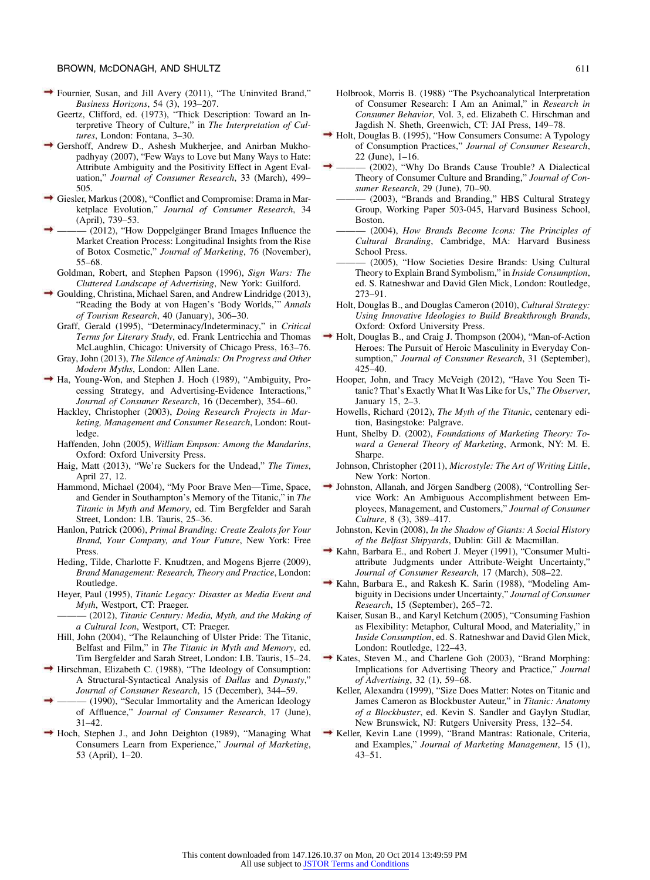Fournier, Susan, and Jill Avery (2011), "The Uninvited Brand," *Business Horizons*, 54 (3), 193–207.

Geertz, Clifford, ed. (1973), "Thick Description: Toward an Interpretive Theory of Culture," in *The Interpretation of Cultures*, London: Fontana, 3–30.

Gershoff, Andrew D., Ashesh Mukherjee, and Anirban Mukhopadhyay (2007), "Few Ways to Love but Many Ways to Hate: Attribute Ambiguity and the Positivity Effect in Agent Evaluation," *Journal of Consumer Research*, 33 (March), 499–505.

Giesler, Markus (2008), "Conflict and Compromise: Drama in Marketplace Evolution," *Journal of Consumer Research*, 34 (April), 739–53.

——— (2012), "How Doppelgänger Brand Images Influence the Market Creation Process: Longitudinal Insights from the Rise of Botox Cosmetic," *Journal of Marketing*, 76 (November), 55–68.

Goldman, Robert, and Stephen Papson (1996), *Sign Wars: The Cluttered Landscape of Advertising*, New York: Guilford.

Goulding, Christina, Michael Saren, and Andrew Lindridge (2013), "Reading the Body at von Hagen's 'Body Worlds,'" *Annals of Tourism Research*, 40 (January), 306–30.

Graff, Gerald (1995), "Determinacy/Indeterminacy," in *Critical Terms for Literary Study*, ed. Frank Lentricchia and Thomas McLaughlin, Chicago: University of Chicago Press, 163–76.

Gray, John (2013), *The Silence of Animals: On Progress and Other Modern Myths*, London: Allen Lane.

Ha, Young-Won, and Stephen J. Hoch (1989), "Ambiguity, Processing Strategy, and Advertising-Evidence Interactions," *Journal of Consumer Research*, 16 (December), 354–60.

Hackley, Christopher (2003), *Doing Research Projects in Marketing, Management and Consumer Research*, London: Routledge.

Haffenden, John (2005), *William Empson: Among the Mandarins*, Oxford: Oxford University Press.

Haig, Matt (2013), "We're Suckers for the Undead," *The Times*, April 27, 12.

Hammond, Michael (2004), "My Poor Brave Men—Time, Space, and Gender in Southampton's Memory of the Titanic," in *The Titanic in Myth and Memory*, ed. Tim Bergfelder and Sarah Street, London: I.B. Tauris, 25–36.

Hanlon, Patrick (2006), *Primal Branding: Create Zealots for Your Brand, Your Company, and Your Future*, New York: Free Press.

Heding, Tilde, Charlotte F. Knudtzen, and Mogens Bjerre (2009), *Brand Management: Research, Theory and Practice*, London: Routledge.

Heyer, Paul (1995), *Titanic Legacy: Disaster as Media Event and Myth*, Westport, CT: Praeger.

——— (2012), *Titanic Century: Media, Myth, and the Making of a Cultural Icon*, Westport, CT: Praeger.

Hill, John (2004), "The Relaunching of Ulster Pride: The Titanic, Belfast and Film," in *The Titanic in Myth and Memory*, ed. Tim Bergfelder and Sarah Street, London: I.B. Tauris, 15–24.

Hirschman, Elizabeth C. (1988), "The Ideology of Consumption: A Structural-Syntactical Analysis of *Dallas* and *Dynasty*," *Journal of Consumer Research*, 15 (December), 344–59.

——— (1990), "Secular Immortality and the American Ideology of Affluence," *Journal of Consumer Research*, 17 (June), 31–42.

Hoch, Stephen J., and John Deighton (1989), "Managing What Consumers Learn from Experience," *Journal of Marketing*, 53 (April), 1–20.

Holbrook, Morris B. (1988) "The Psychoanalytical Interpretation of Consumer Research: I Am an Animal," in *Research in Consumer Behavior*, Vol. 3, ed. Elizabeth C. Hirschman and Jagdish N. Sheth, Greenwich, CT: JAI Press, 149–78.

Holt, Douglas B. (1995), "How Consumers Consume: A Typology of Consumption Practices," *Journal of Consumer Research*, 22 (June), 1–16.

——— (2002), "Why Do Brands Cause Trouble? A Dialectical Theory of Consumer Culture and Branding," *Journal of Consumer Research*, 29 (June), 70–90.

——— (2003), "Brands and Branding," HBS Cultural Strategy Group, Working Paper 503-045, Harvard Business School, Boston.

——— (2004), *How Brands Become Icons: The Principles of Cultural Branding*, Cambridge, MA: Harvard Business School Press.

——— (2005), "How Societies Desire Brands: Using Cultural Theory to Explain Brand Symbolism," in *Inside Consumption*, ed. S. Ratneshwar and David Glen Mick, London: Routledge, 273–91.

Holt, Douglas B., and Douglas Cameron (2010), *Cultural Strategy: Using Innovative Ideologies to Build Breakthrough Brands*, Oxford: Oxford University Press.

Holt, Douglas B., and Craig J. Thompson (2004), "Man-of-Action Heroes: The Pursuit of Heroic Masculinity in Everyday Consumption," *Journal of Consumer Research*, 31 (September), 425–40.

Hooper, John, and Tracy McVeigh (2012), "Have You Seen Titanic? That's Exactly What It Was Like for Us," *The Observer*, January 15, 2–3.

Howells, Richard (2012), *The Myth of the Titanic*, centenary edition, Basingstoke: Palgrave.

Hunt, Shelby D. (2002), *Foundations of Marketing Theory: Toward a General Theory of Marketing*, Armonk, NY: M. E. Sharpe.

Johnson, Christopher (2011), *Microstyle: The Art of Writing Little*, New York: Norton.

Johnston, Allanah, and Jörgen Sandberg (2008), "Controlling Service Work: An Ambiguous Accomplishment between Employees, Management, and Customers," *Journal of Consumer Culture*, 8 (3), 389–417.

Johnston, Kevin (2008), *In the Shadow of Giants: A Social History of the Belfast Shipyards*, Dublin: Gill & Macmillan.

Kahn, Barbara E., and Robert J. Meyer (1991), "Consumer Multiattribute Judgments under Attribute-Weight Uncertainty," *Journal of Consumer Research*, 17 (March), 508–22.

Kahn, Barbara E., and Rakesh K. Sarin (1988), "Modeling Ambiguity in Decisions under Uncertainty," *Journal of Consumer Research*, 15 (September), 265–72.

Kaiser, Susan B., and Karyl Ketchum (2005), "Consuming Fashion as Flexibility: Metaphor, Cultural Mood, and Materiality," in *Inside Consumption*, ed. S. Ratneshwar and David Glen Mick, London: Routledge, 122–43.

Kates, Steven M., and Charlene Goh (2003), "Brand Morphing: Implications for Advertising Theory and Practice," *Journal of Advertising*, 32 (1), 59–68.

Keller, Alexandra (1999), "Size Does Matter: Notes on Titanic and James Cameron as Blockbuster Auteur," in *Titanic: Anatomy of a Blockbuster*, ed. Kevin S. Sandler and Gaylyn Studlar, New Brunswick, NJ: Rutgers University Press, 132–54.

Keller, Kevin Lane (1999), "Brand Mantras: Rationale, Criteria, and Examples," *Journal of Marketing Management*, 15 (1), 43–51.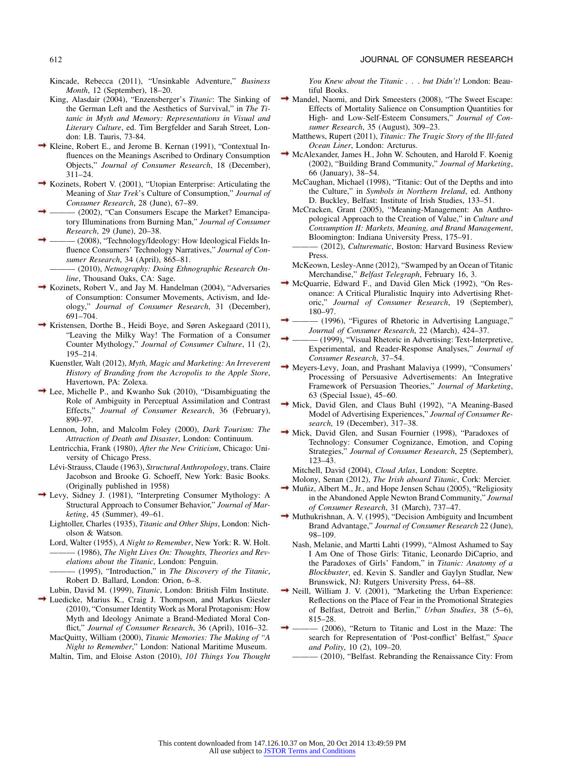Kincade, Rebecca (2011), "Unsinkable Adventure," *Business Month*, 12 (September), 18–20.

King, Alasdair (2004), "Enzensberger's *Titanic*: The Sinking of the German Left and the Aesthetics of Survival," in *The Titanic in Myth and Memory: Representations in Visual and Literary Culture*, ed. Tim Bergfelder and Sarah Street, London: I.B. Tauris, 73-84.

Kleine, Robert E., and Jerome B. Kernan (1991), "Contextual Influences on the Meanings Ascribed to Ordinary Consumption Objects," *Journal of Consumer Research*, 18 (December), 311–24.

Kozinets, Robert V. (2001), "Utopian Enterprise: Articulating the Meaning of *Star Trek*'s Culture of Consumption," *Journal of Consumer Research*, 28 (June), 67–89.

——— (2002), "Can Consumers Escape the Market? Emancipatory Illuminations from Burning Man," *Journal of Consumer Research*, 29 (June), 20–38.

——— (2008), "Technology/Ideology: How Ideological Fields Influence Consumers' Technology Narratives," *Journal of Consumer Research*, 34 (April), 865–81.

——— (2010), *Netnography: Doing Ethnographic Research Online*, Thousand Oaks, CA: Sage.

Kozinets, Robert V., and Jay M. Handelman (2004), "Adversaries of Consumption: Consumer Movements, Activism, and Ideology," *Journal of Consumer Research*, 31 (December), 691–704.

Kristensen, Dorthe B., Heidi Boye, and Søren Askegaard (2011), "Leaving the Milky Way! The Formation of a Consumer Counter Mythology," *Journal of Consumer Culture*, 11 (2), 195–214.

Kuenstler, Walt (2012), *Myth, Magic and Marketing: An Irreverent History of Branding from the Acropolis to the Apple Store*, Havertown, PA: Zolexa.

Lee, Michelle P., and Kwanho Suk (2010), "Disambiguating the Role of Ambiguity in Perceptual Assimilation and Contrast Effects," *Journal of Consumer Research*, 36 (February), 890–97.

Lennon, John, and Malcolm Foley (2000), *Dark Tourism: The Attraction of Death and Disaster*, London: Continuum.

Lentricchia, Frank (1980), *After the New Criticism*, Chicago: University of Chicago Press.

Lévi-Strauss, Claude (1963), *Structural Anthropology*, trans. Claire Jacobson and Brooke G. Schoeff, New York: Basic Books. (Originally published in 1958)

Levy, Sidney J. (1981), "Interpreting Consumer Mythology: A Structural Approach to Consumer Behavior," *Journal of Marketing*, 45 (Summer), 49–61.

Lightoller, Charles (1935), *Titanic and Other Ships*, London: Nicholson & Watson.

Lord, Walter (1955), *A Night to Remember*, New York: R. W. Holt.

——— (1986), *The Night Lives On: Thoughts, Theories and Revelations about the Titanic*, London: Penguin.

——— (1995), "Introduction," in *The Discovery of the Titanic*, Robert D. Ballard, London: Orion, 6–8.

Lubin, David M. (1999), *Titanic*, London: British Film Institute.

Luedicke, Marius K., Craig J. Thompson, and Markus Giesler (2010), "Consumer Identity Work as Moral Protagonism: How Myth and Ideology Animate a Brand-Mediated Moral Conflict," *Journal of Consumer Research*, 36 (April), 1016–32.

MacQuitty, William (2000), *Titanic Memories: The Making of "A Night to Remember*," London: National Maritime Museum.

Maltin, Tim, and Eloise Aston (2010), *101 Things You Thought You Knew about the Titanic . . . but Didn't!* London: Beautiful Books.

Mandel, Naomi, and Dirk Smeesters (2008), "The Sweet Escape: Effects of Mortality Salience on Consumption Quantities for High- and Low-Self-Esteem Consumers," *Journal of Consumer Research*, 35 (August), 309–23.

Matthews, Rupert (2011), *Titanic: The Tragic Story of the Ill-fated Ocean Liner*, London: Arcturus.

McAlexander, James H., John W. Schouten, and Harold F. Koenig (2002), "Building Brand Community," *Journal of Marketing*, 66 (January), 38–54.

McCaughan, Michael (1998), "Titanic: Out of the Depths and into the Culture," in *Symbols in Northern Ireland*, ed. Anthony D. Buckley, Belfast: Institute of Irish Studies, 133–51.

McCracken, Grant (2005), "Meaning-Management: An Anthropological Approach to the Creation of Value," in *Culture and Consumption II: Markets, Meaning, and Brand Management*, Bloomington: Indiana University Press, 175–91.

——— (2012), *Culturematic*, Boston: Harvard Business Review Press.

McKeown, Lesley-Anne (2012), "Swamped by an Ocean of Titanic Merchandise," *Belfast Telegraph*, February 16, 3.

McQuarrie, Edward F., and David Glen Mick (1992), "On Resonance: A Critical Pluralistic Inquiry into Advertising Rhetoric," *Journal of Consumer Research*, 19 (September), 180–97.

——— (1996), "Figures of Rhetoric in Advertising Language," *Journal of Consumer Research*, 22 (March), 424–37.

——— (1999), "Visual Rhetoric in Advertising: Text-Interpretive, Experimental, and Reader-Response Analyses," *Journal of Consumer Research*, 37–54.

Meyers-Levy, Joan, and Prashant Malaviya (1999), "Consumers' Processing of Persuasive Advertisements: An Integrative Framework of Persuasion Theories," *Journal of Marketing*, 63 (Special Issue), 45–60.

Mick, David Glen, and Claus Buhl (1992), "A Meaning-Based Model of Advertising Experiences," *Journal of Consumer Research*, 19 (December), 317–38.

Mick, David Glen, and Susan Fournier (1998), "Paradoxes of Technology: Consumer Cognizance, Emotion, and Coping Strategies," *Journal of Consumer Research*, 25 (September), 123–43.

Mitchell, David (2004), *Cloud Atlas*, London: Sceptre.

Molony, Senan (2012), *The Irish aboard Titanic*, Cork: Mercier.

Muñiz, Albert M., Jr., and Hope Jensen Schau (2005), "Religiosity in the Abandoned Apple Newton Brand Community," *Journal of Consumer Research*, 31 (March), 737–47.

Muthukrishnan, A. V. (1995), "Decision Ambiguity and Incumbent Brand Advantage," *Journal of Consumer Research* 22 (June), 98–109.

Nash, Melanie, and Martti Lahti (1999), "Almost Ashamed to Say I Am One of Those Girls: Titanic, Leonardo DiCaprio, and the Paradoxes of Girls' Fandom," in *Titanic: Anatomy of a Blockbuster*, ed. Kevin S. Sandler and Gaylyn Studlar, New Brunswick, NJ: Rutgers University Press, 64–88.

Neill, William J. V. (2001), "Marketing the Urban Experience: Reflections on the Place of Fear in the Promotional Strategies of Belfast, Detroit and Berlin," *Urban Studies*, 38 (5–6), 815–28.

——— (2006), "Return to Titanic and Lost in the Maze: The search for Representation of 'Post-conflict' Belfast," *Space and Polity*, 10 (2), 109–20.

——— (2010), "Belfast. Rebranding the Renaissance City: From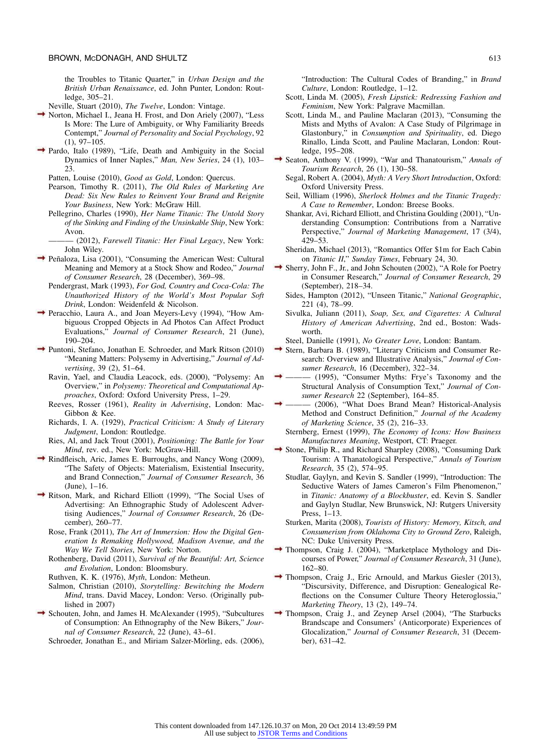the Troubles to Titanic Quarter," in *Urban Design and the British Urban Renaissance*, ed. John Punter, London: Routledge, 305–21.

Neville, Stuart (2010), *The Twelve*, London: Vintage.

Norton, Michael I., Jeana H. Frost, and Don Ariely (2007), "Less Is More: The Lure of Ambiguity, or Why Familiarity Breeds Contempt," *Journal of Personality and Social Psychology*, 92 (1), 97–105.

Pardo, Italo (1989), "Life, Death and Ambiguity in the Social Dynamics of Inner Naples," *Man, New Series*, 24 (1), 103–23.

Patten, Louise (2010), *Good as Gold*, London: Quercus.

Pearson, Timothy R. (2011), *The Old Rules of Marketing Are Dead: Six New Rules to Reinvent Your Brand and Reignite Your Business*, New York: McGraw Hill.

Pellegrino, Charles (1990), *Her Name Titanic: The Untold Story of the Sinking and Finding of the Unsinkable Ship*, New York: Avon.

——— (2012), *Farewell Titanic: Her Final Legacy*, New York: John Wiley.

Peñaloza, Lisa (2001), "Consuming the American West: Cultural Meaning and Memory at a Stock Show and Rodeo," *Journal of Consumer Research*, 28 (December), 369–98.

Pendergrast, Mark (1993), *For God, Country and Coca-Cola: The Unauthorized History of the World's Most Popular Soft Drink*, London: Weidenfeld & Nicolson.

Peracchio, Laura A., and Joan Meyers-Levy (1994), "How Ambiguous Cropped Objects in Ad Photos Can Affect Product Evaluations," *Journal of Consumer Research*, 21 (June), 190–204.

Puntoni, Stefano, Jonathan E. Schroeder, and Mark Ritson (2010) "Meaning Matters: Polysemy in Advertising," *Journal of Advertising*, 39 (2), 51–64.

Ravin, Yael, and Claudia Leacock, eds. (2000), "Polysemy: An Overview," in *Polysemy: Theoretical and Computational Approaches*, Oxford: Oxford University Press, 1–29.

Reeves, Rosser (1961), *Reality in Advertising*, London: MacGibbon & Kee.

Richards, I. A. (1929), *Practical Criticism: A Study of Literary Judgment*, London: Routledge.

Ries, Al, and Jack Trout (2001), *Positioning: The Battle for Your Mind*, rev. ed., New York: McGraw-Hill.

Rindfleisch, Aric, James E. Burroughs, and Nancy Wong (2009), "The Safety of Objects: Materialism, Existential Insecurity, and Brand Connection," *Journal of Consumer Research*, 36 (June), 1–16.

Ritson, Mark, and Richard Elliott (1999), "The Social Uses of Advertising: An Ethnographic Study of Adolescent Advertising Audiences," *Journal of Consumer Research*, 26 (December), 260–77.

Rose, Frank (2011), *The Art of Immersion: How the Digital Generation Is Remaking Hollywood, Madison Avenue, and the Way We Tell Stories*, New York: Norton.

Rothenberg, David (2011), *Survival of the Beautiful: Art, Science and Evolution*, London: Bloomsbury.

Ruthven, K. K. (1976), *Myth*, London: Metheun.

Salmon, Christian (2010), *Storytelling: Bewitching the Modern Mind*, trans. David Macey, London: Verso. (Originally published in 2007)

Schouten, John, and James H. McAlexander (1995), "Subcultures of Consumption: An Ethnography of the New Bikers," *Journal of Consumer Research*, 22 (June), 43–61.

Schroeder, Jonathan E., and Miriam Salzer-Mörling, eds. (2006), "Introduction: The Cultural Codes of Branding," in *Brand Culture*, London: Routledge, 1–12.

Scott, Linda M. (2005), *Fresh Lipstick: Redressing Fashion and Feminism*, New York: Palgrave Macmillan.

Scott, Linda M., and Pauline Maclaran (2013), "Consuming the Mists and Myths of Avalon: A Case Study of Pilgrimage in Glastonbury," in *Consumption and Spirituality*, ed. Diego Rinallo, Linda Scott, and Pauline Maclaran, London: Routledge, 195–208.

Seaton, Anthony V. (1999), "War and Thanatourism," *Annals of Tourism Research*, 26 (1), 130–58.

Segal, Robert A. (2004), *Myth: A Very Short Introduction*, Oxford: Oxford University Press.

Seil, William (1996), *Sherlock Holmes and the Titanic Tragedy: A Case to Remember*, London: Breese Books.

Shankar, Avi, Richard Elliott, and Christina Goulding (2001), "Understanding Consumption: Contributions from a Narrative Perspective," *Journal of Marketing Management*, 17 (3/4), 429–53.

Sheridan, Michael (2013), "Romantics Offer $1m for Each Cabin on *Titanic II*," *Sunday Times*, February 24, 30.

Sherry, John F., Jr., and John Schouten (2002), "A Role for Poetry in Consumer Research," *Journal of Consumer Research*, 29 (September), 218–34.

Sides, Hampton (2012), "Unseen Titanic," *National Geographic*, 221 (4), 78–99.

Sivulka, Juliann (2011), *Soap, Sex, and Cigarettes: A Cultural History of American Advertising*, 2nd ed., Boston: Wadsworth.

Steel, Danielle (1991), *No Greater Love*, London: Bantam.

Stern, Barbara B. (1989), "Literary Criticism and Consumer Research: Overview and Illustrative Analysis," *Journal of Consumer Research*, 16 (December), 322–34.

——— (1995), "Consumer Myths: Frye's Taxonomy and the Structural Analysis of Consumption Text," *Journal of Consumer Research* 22 (September), 164–85.

——— (2006), "What Does Brand Mean? Historical-Analysis Method and Construct Definition," *Journal of the Academy of Marketing Science*, 35 (2), 216–33.

Sternberg, Ernest (1999), *The Economy of Icons: How Business Manufactures Meaning*, Westport, CT: Praeger.

Stone, Philip R., and Richard Sharpley (2008), "Consuming Dark Tourism: A Thanatological Perspective," *Annals of Tourism Research*, 35 (2), 574–95.

Studlar, Gaylyn, and Kevin S. Sandler (1999), "Introduction: The Seductive Waters of James Cameron's Film Phenomenon," in *Titanic: Anatomy of a Blockbuster*, ed. Kevin S. Sandler and Gaylyn Studlar, New Brunswick, NJ: Rutgers University Press, 1–13.

Sturken, Marita (2008), *Tourists of History: Memory, Kitsch, and Consumerism from Oklahoma City to Ground Zero*, Raleigh, NC: Duke University Press.

Thompson, Craig J. (2004), "Marketplace Mythology and Discourses of Power," *Journal of Consumer Research*, 31 (June), 162–80.

Thompson, Craig J., Eric Arnould, and Markus Giesler (2013), "Discursivity, Difference, and Disruption: Genealogical Reflections on the Consumer Culture Theory Heteroglossia," *Marketing Theory*, 13 (2), 149–74.

Thompson, Craig J., and Zeynep Arsel (2004), "The Starbucks Brandscape and Consumers' (Anticorporate) Experiences of Glocalization," *Journal of Consumer Research*, 31 (December), 631–42.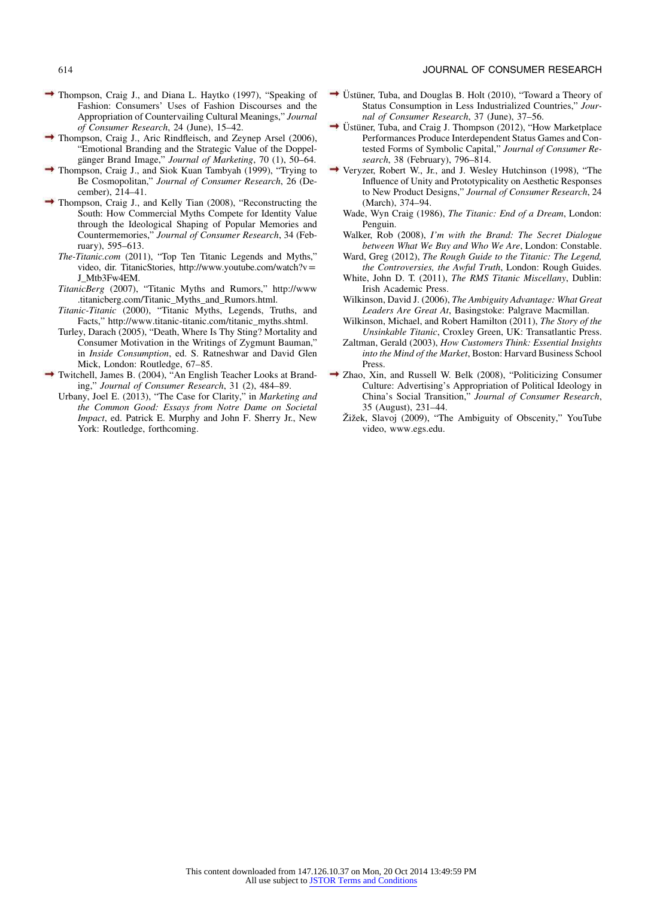Thompson, Craig J., and Diana L. Haytko (1997), "Speaking of Fashion: Consumers' Uses of Fashion Discourses and the Appropriation of Countervailing Cultural Meanings," *Journal of Consumer Research*, 24 (June), 15–42.

Thompson, Craig J., Aric Rindfleisch, and Zeynep Arsel (2006), "Emotional Branding and the Strategic Value of the Doppelgänger Brand Image," *Journal of Marketing*, 70 (1), 50–64.

Thompson, Craig J., and Siok Kuan Tambyah (1999), "Trying to Be Cosmopolitan," *Journal of Consumer Research*, 26 (December), 214–41.

Thompson, Craig J., and Kelly Tian (2008), "Reconstructing the South: How Commercial Myths Compete for Identity Value through the Ideological Shaping of Popular Memories and Countermemories," *Journal of Consumer Research*, 34 (February), 595–613.

*The-Titanic.com* (2011), "Top Ten Titanic Legends and Myths," video, dir. TitanicStories, http://www.youtube.com/watch?v=J_Mtb3Fw4EM.

*TitanicBerg* (2007), "Titanic Myths and Rumors," http://www.titanicberg.com/Titanic_Myths_and_Rumors.html.

*Titanic-Titanic* (2000), "Titanic Myths, Legends, Truths, and Facts," http://www.titanic-titanic.com/titanic_myths.shtml.

Turley, Darach (2005), "Death, Where Is Thy Sting? Mortality and Consumer Motivation in the Writings of Zygmunt Bauman," in *Inside Consumption*, ed. S. Ratneshwar and David Glen Mick, London: Routledge, 67–85.

Twitchell, James B. (2004), "An English Teacher Looks at Branding," *Journal of Consumer Research*, 31 (2), 484–89.

Urbany, Joel E. (2013), "The Case for Clarity," in *Marketing and the Common Good: Essays from Notre Dame on Societal Impact*, ed. Patrick E. Murphy and John F. Sherry Jr., New York: Routledge, forthcoming.

Üstüner, Tuba, and Douglas B. Holt (2010), "Toward a Theory of Status Consumption in Less Industrialized Countries," *Journal of Consumer Research*, 37 (June), 37–56.

Üstüner, Tuba, and Craig J. Thompson (2012), "How Marketplace Performances Produce Interdependent Status Games and Contested Forms of Symbolic Capital," *Journal of Consumer Research*, 38 (February), 796–814.

Veryzer, Robert W., Jr., and J. Wesley Hutchinson (1998), "The Influence of Unity and Prototypicality on Aesthetic Responses to New Product Designs," *Journal of Consumer Research*, 24 (March), 374–94.

Wade, Wyn Craig (1986), *The Titanic: End of a Dream*, London: Penguin.

Walker, Rob (2008), *I'm with the Brand: The Secret Dialogue between What We Buy and Who We Are*, London: Constable.

Ward, Greg (2012), *The Rough Guide to the Titanic: The Legend, the Controversies, the Awful Truth*, London: Rough Guides.

White, John D. T. (2011), *The RMS Titanic Miscellany*, Dublin: Irish Academic Press.

Wilkinson, David J. (2006), *The Ambiguity Advantage: What Great Leaders Are Great At*, Basingstoke: Palgrave Macmillan.

Wilkinson, Michael, and Robert Hamilton (2011), *The Story of the Unsinkable Titanic*, Croxley Green, UK: Transatlantic Press.

Zaltman, Gerald (2003), *How Customers Think: Essential Insights into the Mind of the Market*, Boston: Harvard Business School Press.

Zhao, Xin, and Russell W. Belk (2008), "Politicizing Consumer Culture: Advertising's Appropriation of Political Ideology in China's Social Transition," *Journal of Consumer Research*, 35 (August), 231–44.

Žižek, Slavoj (2009), "The Ambiguity of Obscenity," YouTube video, www.egs.edu.